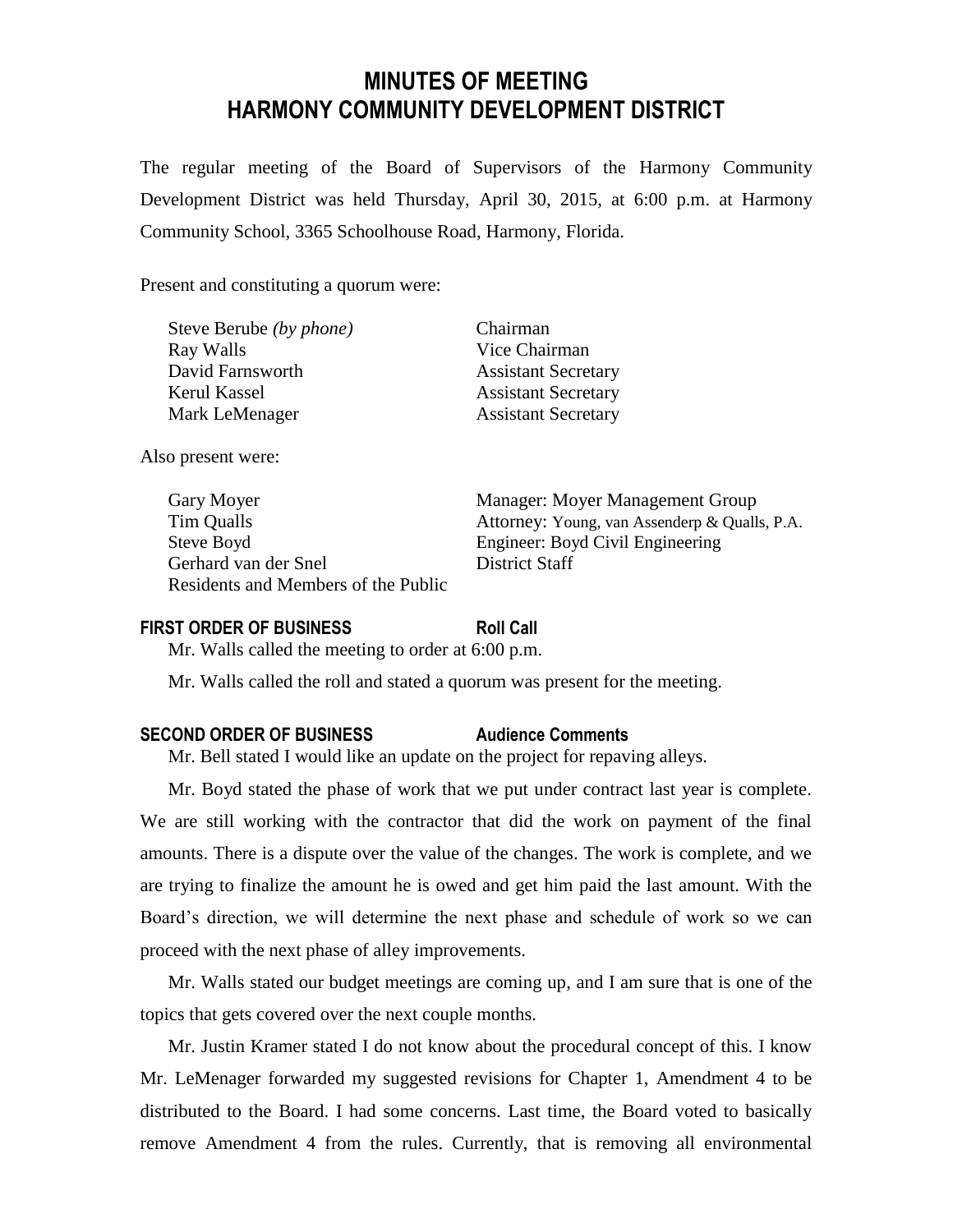# MINUTES OF MEETING
# HARMONY COMMUNITY DEVELOPMENT DISTRICT

The regular meeting of the Board of Supervisors of the Harmony Community Development District was held Thursday, April 30, 2015, at 6:00 p.m. at Harmony Community School, 3365 Schoolhouse Road, Harmony, Florida.

Present and constituting a quorum were:

| | |
|---|---|
| Steve Berube *(by phone)* | Chairman |
| Ray Walls | Vice Chairman |
| David Farnsworth | Assistant Secretary |
| Kerul Kassel | Assistant Secretary |
| Mark LeMenager | Assistant Secretary |

Also present were:

| | |
|---|---|
| Gary Moyer | Manager: Moyer Management Group |
| Tim Qualls | Attorney: Young, van Assenderp & Qualls, P.A. |
| Steve Boyd | Engineer: Boyd Civil Engineering |
| Gerhard van der Snel | District Staff |
| Residents and Members of the Public | |

**FIRST ORDER OF BUSINESS** **Roll Call**

Mr. Walls called the meeting to order at 6:00 p.m.

Mr. Walls called the roll and stated a quorum was present for the meeting.

**SECOND ORDER OF BUSINESS** **Audience Comments**

Mr. Bell stated I would like an update on the project for repaving alleys.

Mr. Boyd stated the phase of work that we put under contract last year is complete. We are still working with the contractor that did the work on payment of the final amounts. There is a dispute over the value of the changes. The work is complete, and we are trying to finalize the amount he is owed and get him paid the last amount. With the Board's direction, we will determine the next phase and schedule of work so we can proceed with the next phase of alley improvements.

Mr. Walls stated our budget meetings are coming up, and I am sure that is one of the topics that gets covered over the next couple months.

Mr. Justin Kramer stated I do not know about the procedural concept of this. I know Mr. LeMenager forwarded my suggested revisions for Chapter 1, Amendment 4 to be distributed to the Board. I had some concerns. Last time, the Board voted to basically remove Amendment 4 from the rules. Currently, that is removing all environmental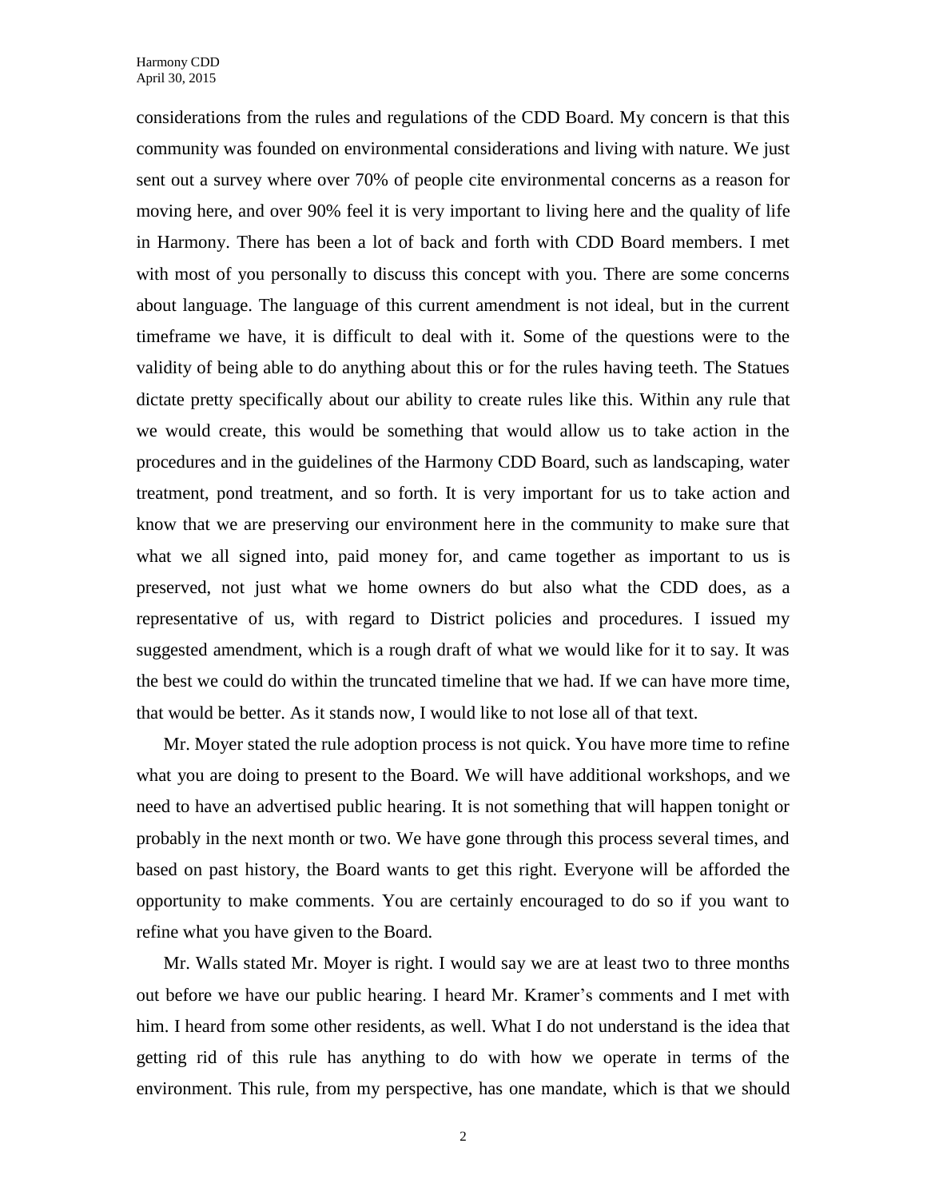considerations from the rules and regulations of the CDD Board. My concern is that this community was founded on environmental considerations and living with nature. We just sent out a survey where over 70% of people cite environmental concerns as a reason for moving here, and over 90% feel it is very important to living here and the quality of life in Harmony. There has been a lot of back and forth with CDD Board members. I met with most of you personally to discuss this concept with you. There are some concerns about language. The language of this current amendment is not ideal, but in the current timeframe we have, it is difficult to deal with it. Some of the questions were to the validity of being able to do anything about this or for the rules having teeth. The Statues dictate pretty specifically about our ability to create rules like this. Within any rule that we would create, this would be something that would allow us to take action in the procedures and in the guidelines of the Harmony CDD Board, such as landscaping, water treatment, pond treatment, and so forth. It is very important for us to take action and know that we are preserving our environment here in the community to make sure that what we all signed into, paid money for, and came together as important to us is preserved, not just what we home owners do but also what the CDD does, as a representative of us, with regard to District policies and procedures. I issued my suggested amendment, which is a rough draft of what we would like for it to say. It was the best we could do within the truncated timeline that we had. If we can have more time, that would be better. As it stands now, I would like to not lose all of that text.

Mr. Moyer stated the rule adoption process is not quick. You have more time to refine what you are doing to present to the Board. We will have additional workshops, and we need to have an advertised public hearing. It is not something that will happen tonight or probably in the next month or two. We have gone through this process several times, and based on past history, the Board wants to get this right. Everyone will be afforded the opportunity to make comments. You are certainly encouraged to do so if you want to refine what you have given to the Board.

Mr. Walls stated Mr. Moyer is right. I would say we are at least two to three months out before we have our public hearing. I heard Mr. Kramer's comments and I met with him. I heard from some other residents, as well. What I do not understand is the idea that getting rid of this rule has anything to do with how we operate in terms of the environment. This rule, from my perspective, has one mandate, which is that we should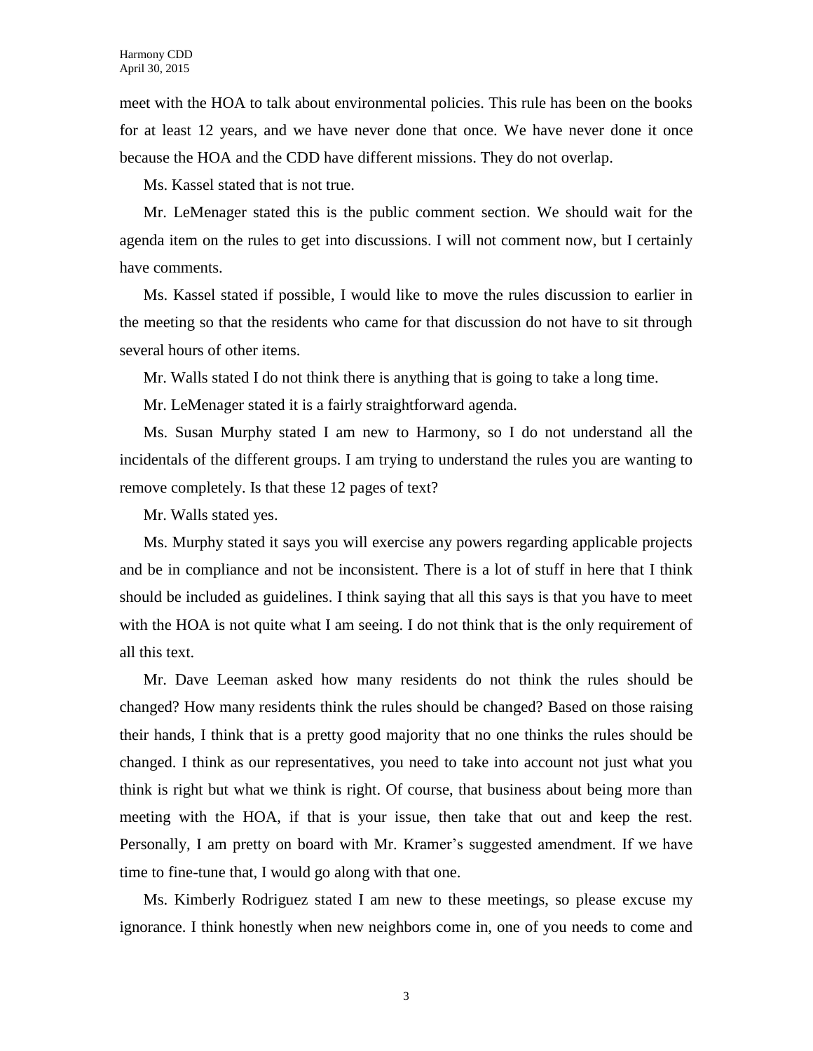meet with the HOA to talk about environmental policies. This rule has been on the books for at least 12 years, and we have never done that once. We have never done it once because the HOA and the CDD have different missions. They do not overlap.

Ms. Kassel stated that is not true.

Mr. LeMenager stated this is the public comment section. We should wait for the agenda item on the rules to get into discussions. I will not comment now, but I certainly have comments.

Ms. Kassel stated if possible, I would like to move the rules discussion to earlier in the meeting so that the residents who came for that discussion do not have to sit through several hours of other items.

Mr. Walls stated I do not think there is anything that is going to take a long time.

Mr. LeMenager stated it is a fairly straightforward agenda.

Ms. Susan Murphy stated I am new to Harmony, so I do not understand all the incidentals of the different groups. I am trying to understand the rules you are wanting to remove completely. Is that these 12 pages of text?

Mr. Walls stated yes.

Ms. Murphy stated it says you will exercise any powers regarding applicable projects and be in compliance and not be inconsistent. There is a lot of stuff in here that I think should be included as guidelines. I think saying that all this says is that you have to meet with the HOA is not quite what I am seeing. I do not think that is the only requirement of all this text.

Mr. Dave Leeman asked how many residents do not think the rules should be changed? How many residents think the rules should be changed? Based on those raising their hands, I think that is a pretty good majority that no one thinks the rules should be changed. I think as our representatives, you need to take into account not just what you think is right but what we think is right. Of course, that business about being more than meeting with the HOA, if that is your issue, then take that out and keep the rest. Personally, I am pretty on board with Mr. Kramer's suggested amendment. If we have time to fine-tune that, I would go along with that one.

Ms. Kimberly Rodriguez stated I am new to these meetings, so please excuse my ignorance. I think honestly when new neighbors come in, one of you needs to come and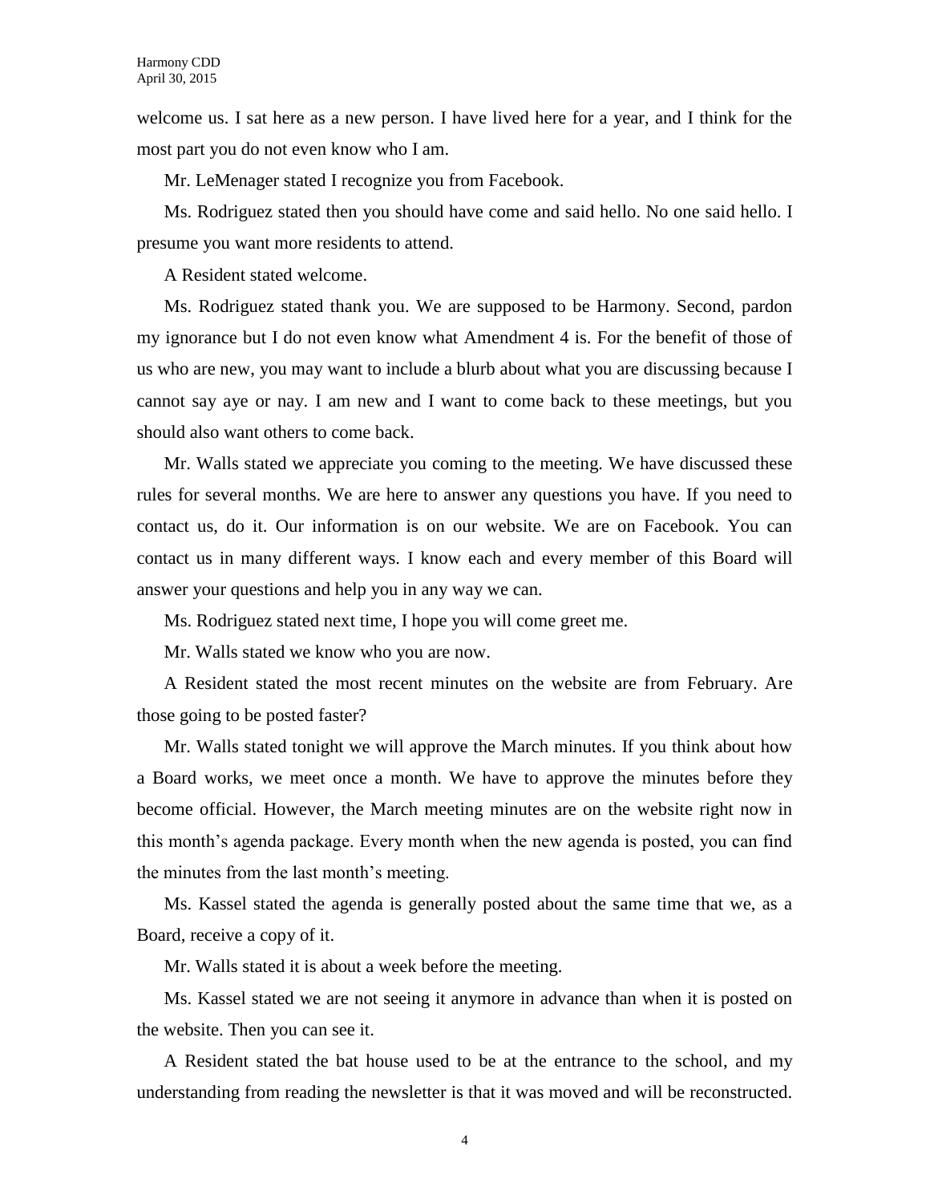welcome us. I sat here as a new person. I have lived here for a year, and I think for the most part you do not even know who I am.

Mr. LeMenager stated I recognize you from Facebook.

Ms. Rodriguez stated then you should have come and said hello. No one said hello. I presume you want more residents to attend.

A Resident stated welcome.

Ms. Rodriguez stated thank you. We are supposed to be Harmony. Second, pardon my ignorance but I do not even know what Amendment 4 is. For the benefit of those of us who are new, you may want to include a blurb about what you are discussing because I cannot say aye or nay. I am new and I want to come back to these meetings, but you should also want others to come back.

Mr. Walls stated we appreciate you coming to the meeting. We have discussed these rules for several months. We are here to answer any questions you have. If you need to contact us, do it. Our information is on our website. We are on Facebook. You can contact us in many different ways. I know each and every member of this Board will answer your questions and help you in any way we can.

Ms. Rodriguez stated next time, I hope you will come greet me.

Mr. Walls stated we know who you are now.

A Resident stated the most recent minutes on the website are from February. Are those going to be posted faster?

Mr. Walls stated tonight we will approve the March minutes. If you think about how a Board works, we meet once a month. We have to approve the minutes before they become official. However, the March meeting minutes are on the website right now in this month's agenda package. Every month when the new agenda is posted, you can find the minutes from the last month's meeting.

Ms. Kassel stated the agenda is generally posted about the same time that we, as a Board, receive a copy of it.

Mr. Walls stated it is about a week before the meeting.

Ms. Kassel stated we are not seeing it anymore in advance than when it is posted on the website. Then you can see it.

A Resident stated the bat house used to be at the entrance to the school, and my understanding from reading the newsletter is that it was moved and will be reconstructed.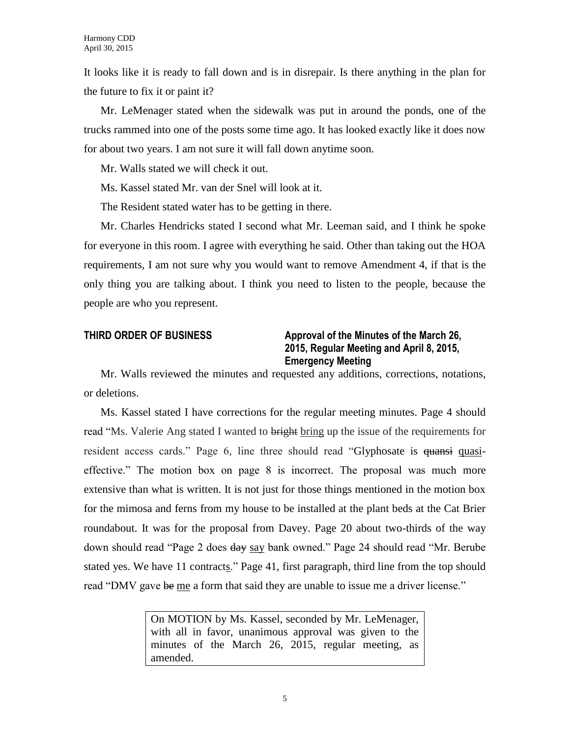It looks like it is ready to fall down and is in disrepair. Is there anything in the plan for the future to fix it or paint it?

Mr. LeMenager stated when the sidewalk was put in around the ponds, one of the trucks rammed into one of the posts some time ago. It has looked exactly like it does now for about two years. I am not sure it will fall down anytime soon.

Mr. Walls stated we will check it out.

Ms. Kassel stated Mr. van der Snel will look at it.

The Resident stated water has to be getting in there.

Mr. Charles Hendricks stated I second what Mr. Leeman said, and I think he spoke for everyone in this room. I agree with everything he said. Other than taking out the HOA requirements, I am not sure why you would want to remove Amendment 4, if that is the only thing you are talking about. I think you need to listen to the people, because the people are who you represent.

**THIRD ORDER OF BUSINESS** — **Approval of the Minutes of the March 26, 2015, Regular Meeting and April 8, 2015, Emergency Meeting**

Mr. Walls reviewed the minutes and requested any additions, corrections, notations, or deletions.

Ms. Kassel stated I have corrections for the regular meeting minutes. Page 4 should read "Ms. Valerie Ang stated I wanted to ~~bright~~ <u>bring</u> up the issue of the requirements for resident access cards." Page 6, line three should read "Glyphosate is ~~quansi~~ <u>quasi</u>-effective." The motion box on page 8 is incorrect. The proposal was much more extensive than what is written. It is not just for those things mentioned in the motion box for the mimosa and ferns from my house to be installed at the plant beds at the Cat Brier roundabout. It was for the proposal from Davey. Page 20 about two-thirds of the way down should read "Page 2 does ~~day~~ <u>say</u> bank owned." Page 24 should read "Mr. Berube stated yes. We have 11 contract<u>s</u>." Page 41, first paragraph, third line from the top should read "DMV gave ~~be~~ <u>me</u> a form that said they are unable to issue me a driver license."

> On MOTION by Ms. Kassel, seconded by Mr. LeMenager, with all in favor, unanimous approval was given to the minutes of the March 26, 2015, regular meeting, as amended.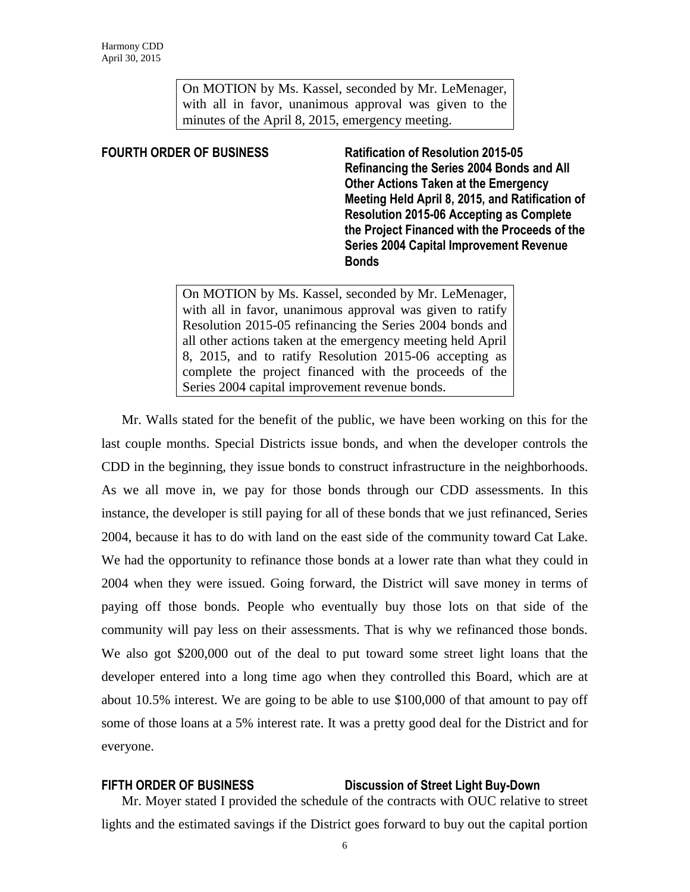On MOTION by Ms. Kassel, seconded by Mr. LeMenager, with all in favor, unanimous approval was given to the minutes of the April 8, 2015, emergency meeting.

**FOURTH ORDER OF BUSINESS** **Ratification of Resolution 2015-05 Refinancing the Series 2004 Bonds and All Other Actions Taken at the Emergency Meeting Held April 8, 2015, and Ratification of Resolution 2015-06 Accepting as Complete the Project Financed with the Proceeds of the Series 2004 Capital Improvement Revenue Bonds**

On MOTION by Ms. Kassel, seconded by Mr. LeMenager, with all in favor, unanimous approval was given to ratify Resolution 2015-05 refinancing the Series 2004 bonds and all other actions taken at the emergency meeting held April 8, 2015, and to ratify Resolution 2015-06 accepting as complete the project financed with the proceeds of the Series 2004 capital improvement revenue bonds.

Mr. Walls stated for the benefit of the public, we have been working on this for the last couple months. Special Districts issue bonds, and when the developer controls the CDD in the beginning, they issue bonds to construct infrastructure in the neighborhoods. As we all move in, we pay for those bonds through our CDD assessments. In this instance, the developer is still paying for all of these bonds that we just refinanced, Series 2004, because it has to do with land on the east side of the community toward Cat Lake. We had the opportunity to refinance those bonds at a lower rate than what they could in 2004 when they were issued. Going forward, the District will save money in terms of paying off those bonds. People who eventually buy those lots on that side of the community will pay less on their assessments. That is why we refinanced those bonds. We also got $200,000 out of the deal to put toward some street light loans that the developer entered into a long time ago when they controlled this Board, which are at about 10.5% interest. We are going to be able to use $100,000 of that amount to pay off some of those loans at a 5% interest rate. It was a pretty good deal for the District and for everyone.

**FIFTH ORDER OF BUSINESS** **Discussion of Street Light Buy-Down**

Mr. Moyer stated I provided the schedule of the contracts with OUC relative to street lights and the estimated savings if the District goes forward to buy out the capital portion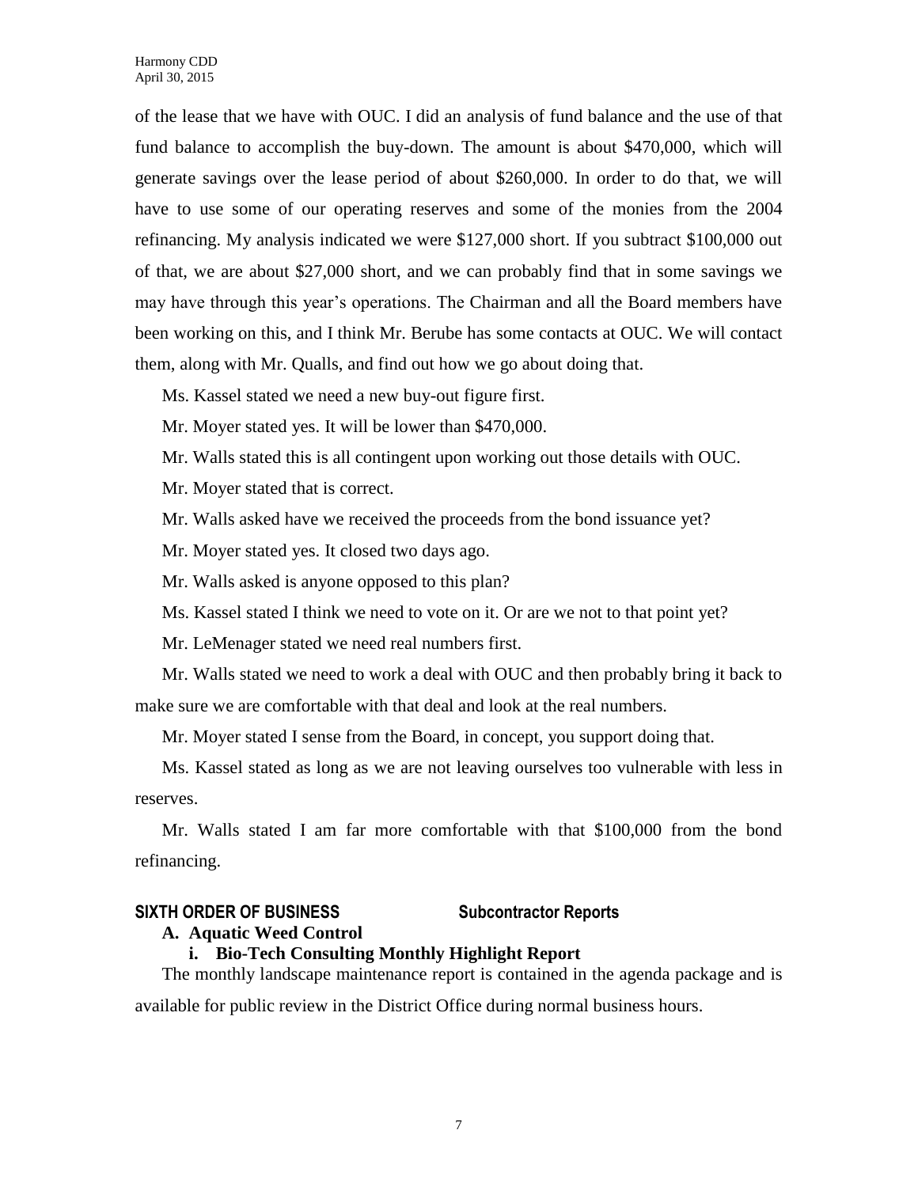of the lease that we have with OUC. I did an analysis of fund balance and the use of that fund balance to accomplish the buy-down. The amount is about $470,000, which will generate savings over the lease period of about $260,000. In order to do that, we will have to use some of our operating reserves and some of the monies from the 2004 refinancing. My analysis indicated we were $127,000 short. If you subtract $100,000 out of that, we are about $27,000 short, and we can probably find that in some savings we may have through this year's operations. The Chairman and all the Board members have been working on this, and I think Mr. Berube has some contacts at OUC. We will contact them, along with Mr. Qualls, and find out how we go about doing that.

Ms. Kassel stated we need a new buy-out figure first.

Mr. Moyer stated yes. It will be lower than $470,000.

Mr. Walls stated this is all contingent upon working out those details with OUC.

Mr. Moyer stated that is correct.

Mr. Walls asked have we received the proceeds from the bond issuance yet?

Mr. Moyer stated yes. It closed two days ago.

Mr. Walls asked is anyone opposed to this plan?

Ms. Kassel stated I think we need to vote on it. Or are we not to that point yet?

Mr. LeMenager stated we need real numbers first.

Mr. Walls stated we need to work a deal with OUC and then probably bring it back to make sure we are comfortable with that deal and look at the real numbers.

Mr. Moyer stated I sense from the Board, in concept, you support doing that.

Ms. Kassel stated as long as we are not leaving ourselves too vulnerable with less in reserves.

Mr. Walls stated I am far more comfortable with that $100,000 from the bond refinancing.

## SIXTH ORDER OF BUSINESS — Subcontractor Reports

### A. Aquatic Weed Control

#### i. Bio-Tech Consulting Monthly Highlight Report

The monthly landscape maintenance report is contained in the agenda package and is available for public review in the District Office during normal business hours.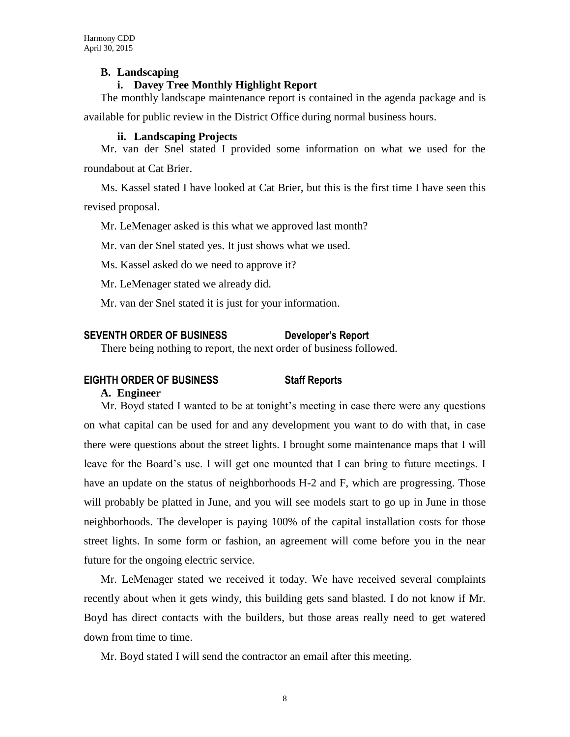### B. Landscaping

#### i. Davey Tree Monthly Highlight Report

The monthly landscape maintenance report is contained in the agenda package and is available for public review in the District Office during normal business hours.

#### ii. Landscaping Projects

Mr. van der Snel stated I provided some information on what we used for the roundabout at Cat Brier.

Ms. Kassel stated I have looked at Cat Brier, but this is the first time I have seen this revised proposal.

Mr. LeMenager asked is this what we approved last month?

Mr. van der Snel stated yes. It just shows what we used.

Ms. Kassel asked do we need to approve it?

Mr. LeMenager stated we already did.

Mr. van der Snel stated it is just for your information.

## SEVENTH ORDER OF BUSINESS Developer's Report

There being nothing to report, the next order of business followed.

## EIGHTH ORDER OF BUSINESS Staff Reports

### A. Engineer

Mr. Boyd stated I wanted to be at tonight's meeting in case there were any questions on what capital can be used for and any development you want to do with that, in case there were questions about the street lights. I brought some maintenance maps that I will leave for the Board's use. I will get one mounted that I can bring to future meetings. I have an update on the status of neighborhoods H-2 and F, which are progressing. Those will probably be platted in June, and you will see models start to go up in June in those neighborhoods. The developer is paying 100% of the capital installation costs for those street lights. In some form or fashion, an agreement will come before you in the near future for the ongoing electric service.

Mr. LeMenager stated we received it today. We have received several complaints recently about when it gets windy, this building gets sand blasted. I do not know if Mr. Boyd has direct contacts with the builders, but those areas really need to get watered down from time to time.

Mr. Boyd stated I will send the contractor an email after this meeting.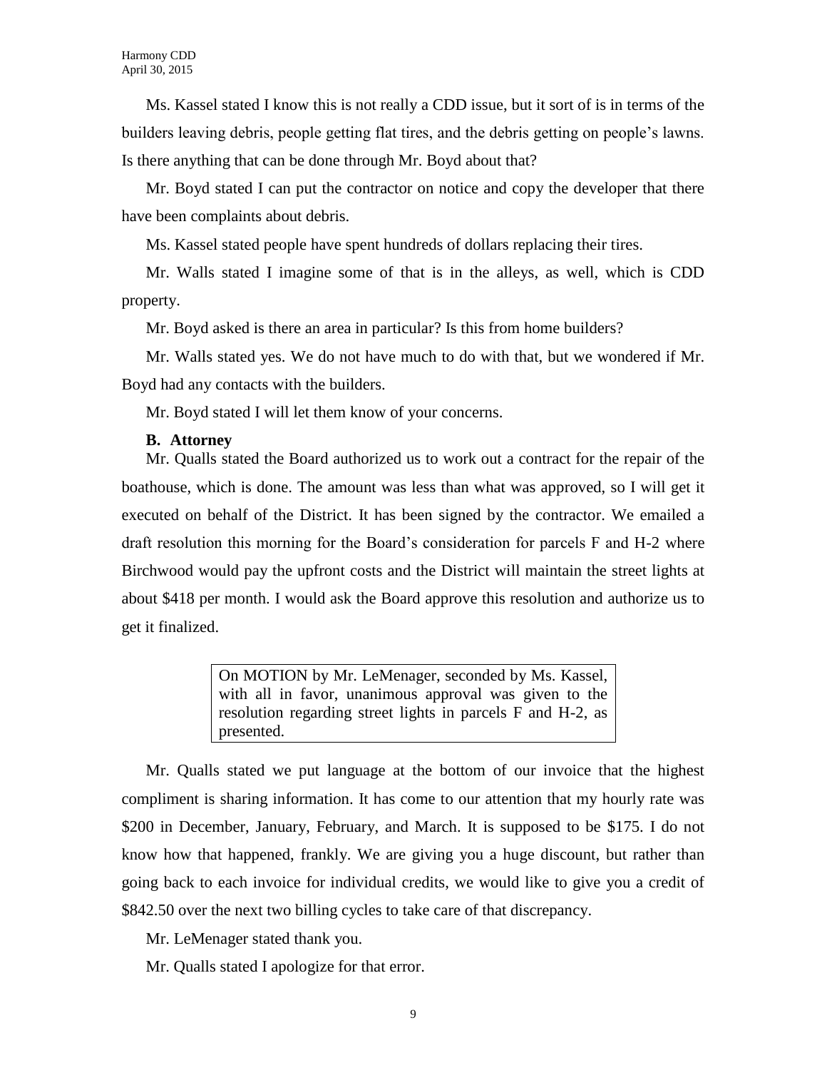Ms. Kassel stated I know this is not really a CDD issue, but it sort of is in terms of the builders leaving debris, people getting flat tires, and the debris getting on people's lawns. Is there anything that can be done through Mr. Boyd about that?

Mr. Boyd stated I can put the contractor on notice and copy the developer that there have been complaints about debris.

Ms. Kassel stated people have spent hundreds of dollars replacing their tires.

Mr. Walls stated I imagine some of that is in the alleys, as well, which is CDD property.

Mr. Boyd asked is there an area in particular? Is this from home builders?

Mr. Walls stated yes. We do not have much to do with that, but we wondered if Mr. Boyd had any contacts with the builders.

Mr. Boyd stated I will let them know of your concerns.

**B. Attorney**

Mr. Qualls stated the Board authorized us to work out a contract for the repair of the boathouse, which is done. The amount was less than what was approved, so I will get it executed on behalf of the District. It has been signed by the contractor. We emailed a draft resolution this morning for the Board's consideration for parcels F and H-2 where Birchwood would pay the upfront costs and the District will maintain the street lights at about $418 per month. I would ask the Board approve this resolution and authorize us to get it finalized.

> On MOTION by Mr. LeMenager, seconded by Ms. Kassel, with all in favor, unanimous approval was given to the resolution regarding street lights in parcels F and H-2, as presented.

Mr. Qualls stated we put language at the bottom of our invoice that the highest compliment is sharing information. It has come to our attention that my hourly rate was $200 in December, January, February, and March. It is supposed to be $175. I do not know how that happened, frankly. We are giving you a huge discount, but rather than going back to each invoice for individual credits, we would like to give you a credit of $842.50 over the next two billing cycles to take care of that discrepancy.

Mr. LeMenager stated thank you.

Mr. Qualls stated I apologize for that error.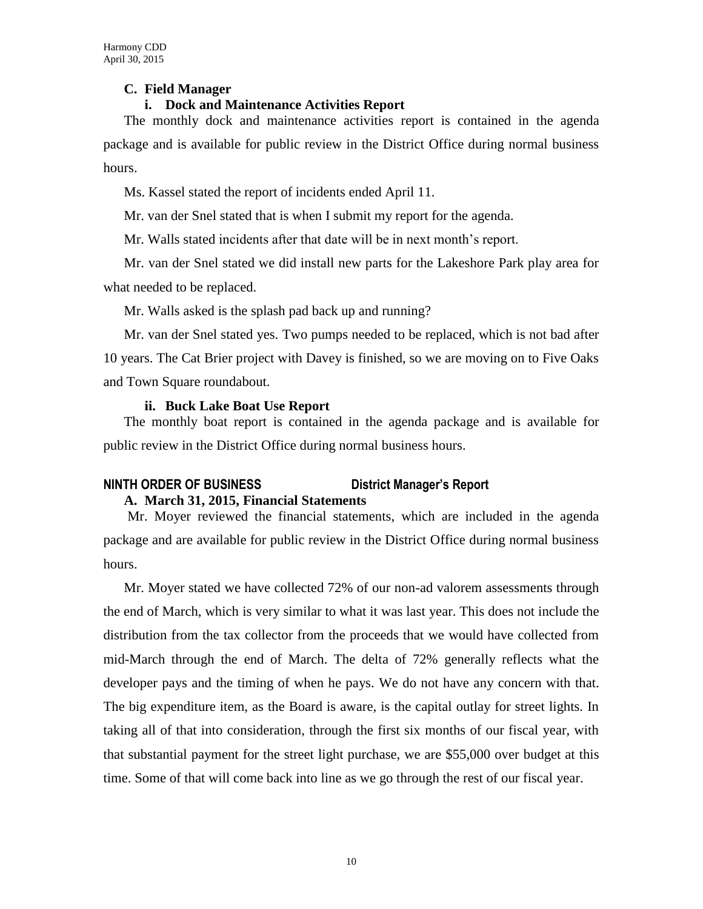### C. Field Manager

#### i. Dock and Maintenance Activities Report

The monthly dock and maintenance activities report is contained in the agenda package and is available for public review in the District Office during normal business hours.

Ms. Kassel stated the report of incidents ended April 11.

Mr. van der Snel stated that is when I submit my report for the agenda.

Mr. Walls stated incidents after that date will be in next month's report.

Mr. van der Snel stated we did install new parts for the Lakeshore Park play area for what needed to be replaced.

Mr. Walls asked is the splash pad back up and running?

Mr. van der Snel stated yes. Two pumps needed to be replaced, which is not bad after 10 years. The Cat Brier project with Davey is finished, so we are moving on to Five Oaks and Town Square roundabout.

#### ii. Buck Lake Boat Use Report

The monthly boat report is contained in the agenda package and is available for public review in the District Office during normal business hours.

## NINTH ORDER OF BUSINESS District Manager's Report

### A. March 31, 2015, Financial Statements

Mr. Moyer reviewed the financial statements, which are included in the agenda package and are available for public review in the District Office during normal business hours.

Mr. Moyer stated we have collected 72% of our non-ad valorem assessments through the end of March, which is very similar to what it was last year. This does not include the distribution from the tax collector from the proceeds that we would have collected from mid-March through the end of March. The delta of 72% generally reflects what the developer pays and the timing of when he pays. We do not have any concern with that. The big expenditure item, as the Board is aware, is the capital outlay for street lights. In taking all of that into consideration, through the first six months of our fiscal year, with that substantial payment for the street light purchase, we are \$55,000 over budget at this time. Some of that will come back into line as we go through the rest of our fiscal year.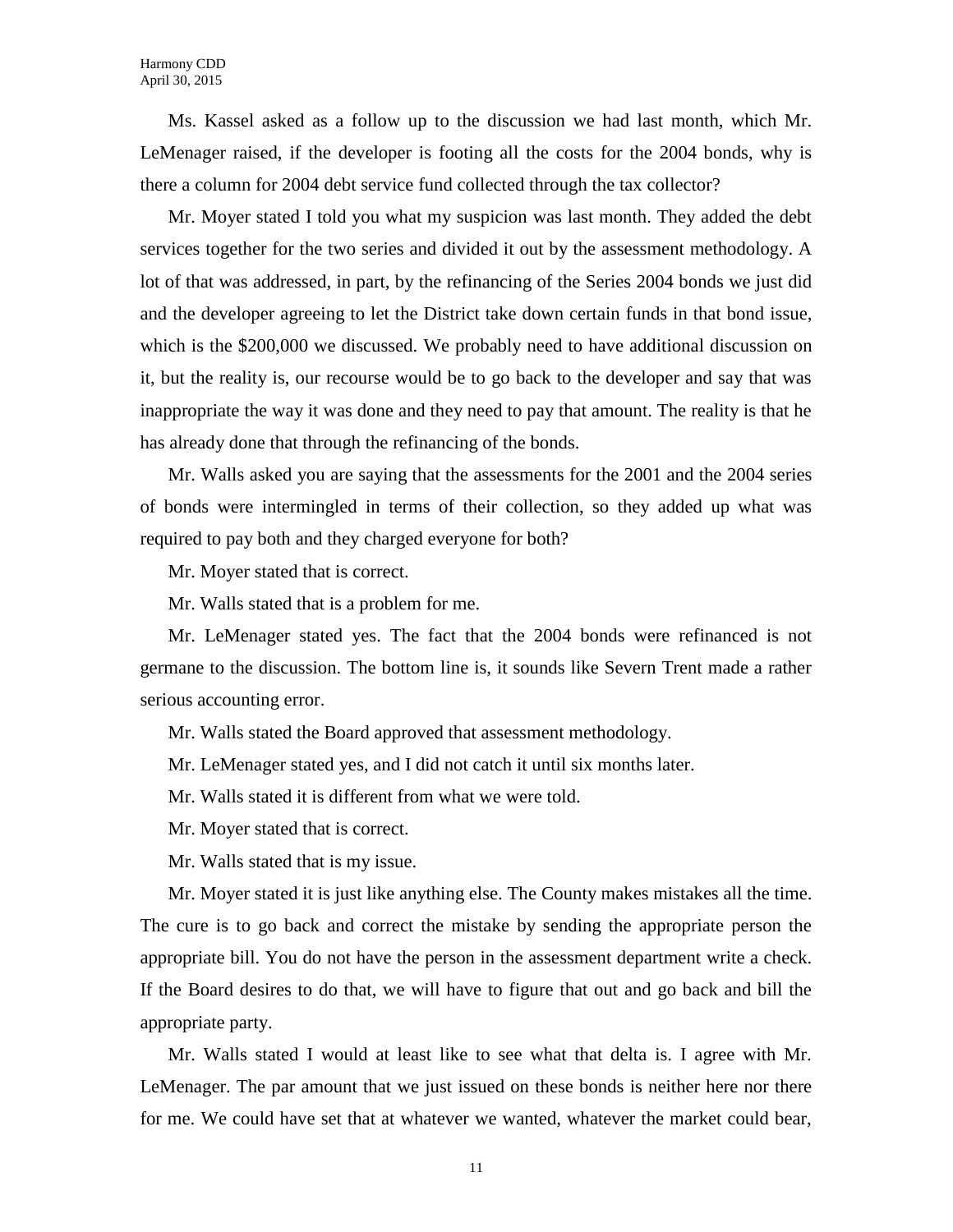Ms. Kassel asked as a follow up to the discussion we had last month, which Mr. LeMenager raised, if the developer is footing all the costs for the 2004 bonds, why is there a column for 2004 debt service fund collected through the tax collector?

Mr. Moyer stated I told you what my suspicion was last month. They added the debt services together for the two series and divided it out by the assessment methodology. A lot of that was addressed, in part, by the refinancing of the Series 2004 bonds we just did and the developer agreeing to let the District take down certain funds in that bond issue, which is the $200,000 we discussed. We probably need to have additional discussion on it, but the reality is, our recourse would be to go back to the developer and say that was inappropriate the way it was done and they need to pay that amount. The reality is that he has already done that through the refinancing of the bonds.

Mr. Walls asked you are saying that the assessments for the 2001 and the 2004 series of bonds were intermingled in terms of their collection, so they added up what was required to pay both and they charged everyone for both?

Mr. Moyer stated that is correct.

Mr. Walls stated that is a problem for me.

Mr. LeMenager stated yes. The fact that the 2004 bonds were refinanced is not germane to the discussion. The bottom line is, it sounds like Severn Trent made a rather serious accounting error.

Mr. Walls stated the Board approved that assessment methodology.

Mr. LeMenager stated yes, and I did not catch it until six months later.

Mr. Walls stated it is different from what we were told.

Mr. Moyer stated that is correct.

Mr. Walls stated that is my issue.

Mr. Moyer stated it is just like anything else. The County makes mistakes all the time. The cure is to go back and correct the mistake by sending the appropriate person the appropriate bill. You do not have the person in the assessment department write a check. If the Board desires to do that, we will have to figure that out and go back and bill the appropriate party.

Mr. Walls stated I would at least like to see what that delta is. I agree with Mr. LeMenager. The par amount that we just issued on these bonds is neither here nor there for me. We could have set that at whatever we wanted, whatever the market could bear,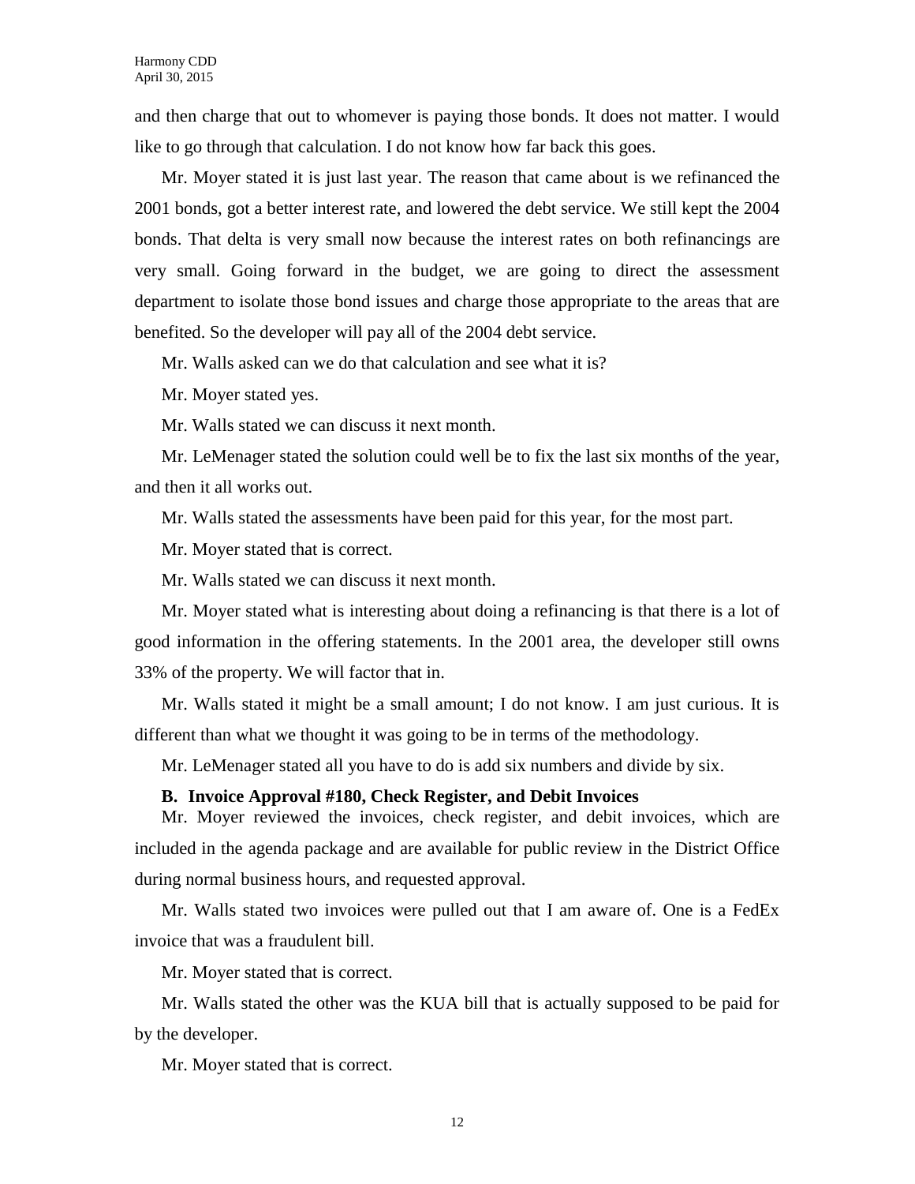and then charge that out to whomever is paying those bonds. It does not matter. I would like to go through that calculation. I do not know how far back this goes.

Mr. Moyer stated it is just last year. The reason that came about is we refinanced the 2001 bonds, got a better interest rate, and lowered the debt service. We still kept the 2004 bonds. That delta is very small now because the interest rates on both refinancings are very small. Going forward in the budget, we are going to direct the assessment department to isolate those bond issues and charge those appropriate to the areas that are benefited. So the developer will pay all of the 2004 debt service.

Mr. Walls asked can we do that calculation and see what it is?

Mr. Moyer stated yes.

Mr. Walls stated we can discuss it next month.

Mr. LeMenager stated the solution could well be to fix the last six months of the year, and then it all works out.

Mr. Walls stated the assessments have been paid for this year, for the most part.

Mr. Moyer stated that is correct.

Mr. Walls stated we can discuss it next month.

Mr. Moyer stated what is interesting about doing a refinancing is that there is a lot of good information in the offering statements. In the 2001 area, the developer still owns 33% of the property. We will factor that in.

Mr. Walls stated it might be a small amount; I do not know. I am just curious. It is different than what we thought it was going to be in terms of the methodology.

Mr. LeMenager stated all you have to do is add six numbers and divide by six.

**B. Invoice Approval #180, Check Register, and Debit Invoices**

Mr. Moyer reviewed the invoices, check register, and debit invoices, which are included in the agenda package and are available for public review in the District Office during normal business hours, and requested approval.

Mr. Walls stated two invoices were pulled out that I am aware of. One is a FedEx invoice that was a fraudulent bill.

Mr. Moyer stated that is correct.

Mr. Walls stated the other was the KUA bill that is actually supposed to be paid for by the developer.

Mr. Moyer stated that is correct.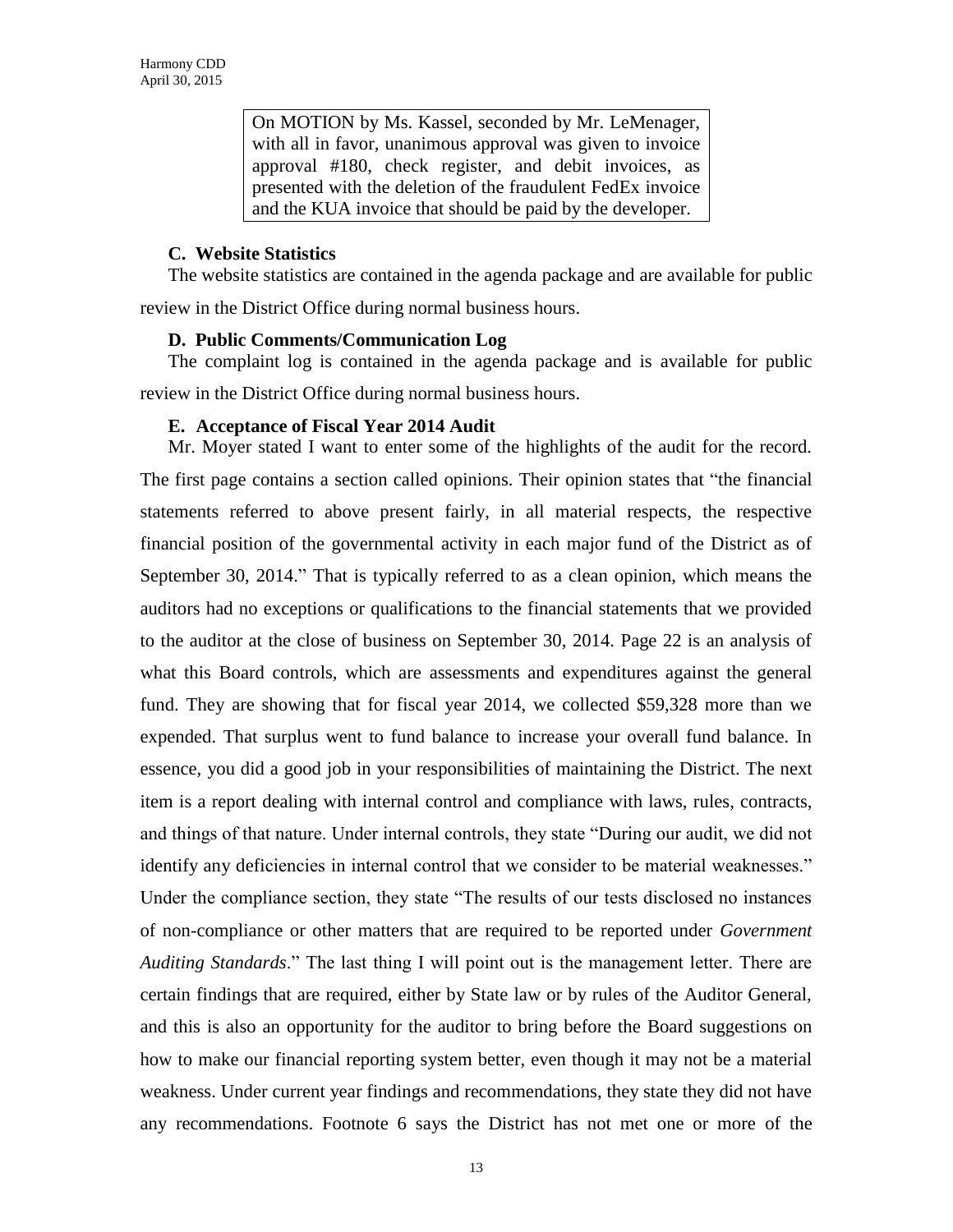On MOTION by Ms. Kassel, seconded by Mr. LeMenager, with all in favor, unanimous approval was given to invoice approval #180, check register, and debit invoices, as presented with the deletion of the fraudulent FedEx invoice and the KUA invoice that should be paid by the developer.

### C. Website Statistics

The website statistics are contained in the agenda package and are available for public review in the District Office during normal business hours.

### D. Public Comments/Communication Log

The complaint log is contained in the agenda package and is available for public review in the District Office during normal business hours.

### E. Acceptance of Fiscal Year 2014 Audit

Mr. Moyer stated I want to enter some of the highlights of the audit for the record. The first page contains a section called opinions. Their opinion states that "the financial statements referred to above present fairly, in all material respects, the respective financial position of the governmental activity in each major fund of the District as of September 30, 2014." That is typically referred to as a clean opinion, which means the auditors had no exceptions or qualifications to the financial statements that we provided to the auditor at the close of business on September 30, 2014. Page 22 is an analysis of what this Board controls, which are assessments and expenditures against the general fund. They are showing that for fiscal year 2014, we collected $59,328 more than we expended. That surplus went to fund balance to increase your overall fund balance. In essence, you did a good job in your responsibilities of maintaining the District. The next item is a report dealing with internal control and compliance with laws, rules, contracts, and things of that nature. Under internal controls, they state "During our audit, we did not identify any deficiencies in internal control that we consider to be material weaknesses." Under the compliance section, they state "The results of our tests disclosed no instances of non-compliance or other matters that are required to be reported under *Government Auditing Standards*." The last thing I will point out is the management letter. There are certain findings that are required, either by State law or by rules of the Auditor General, and this is also an opportunity for the auditor to bring before the Board suggestions on how to make our financial reporting system better, even though it may not be a material weakness. Under current year findings and recommendations, they state they did not have any recommendations. Footnote 6 says the District has not met one or more of the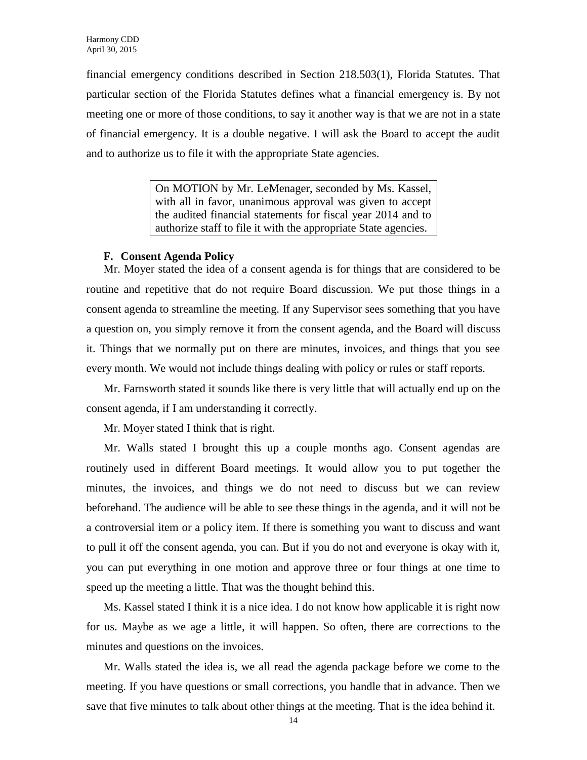financial emergency conditions described in Section 218.503(1), Florida Statutes. That particular section of the Florida Statutes defines what a financial emergency is. By not meeting one or more of those conditions, to say it another way is that we are not in a state of financial emergency. It is a double negative. I will ask the Board to accept the audit and to authorize us to file it with the appropriate State agencies.

> On MOTION by Mr. LeMenager, seconded by Ms. Kassel, with all in favor, unanimous approval was given to accept the audited financial statements for fiscal year 2014 and to authorize staff to file it with the appropriate State agencies.

**F. Consent Agenda Policy**

Mr. Moyer stated the idea of a consent agenda is for things that are considered to be routine and repetitive that do not require Board discussion. We put those things in a consent agenda to streamline the meeting. If any Supervisor sees something that you have a question on, you simply remove it from the consent agenda, and the Board will discuss it. Things that we normally put on there are minutes, invoices, and things that you see every month. We would not include things dealing with policy or rules or staff reports.

Mr. Farnsworth stated it sounds like there is very little that will actually end up on the consent agenda, if I am understanding it correctly.

Mr. Moyer stated I think that is right.

Mr. Walls stated I brought this up a couple months ago. Consent agendas are routinely used in different Board meetings. It would allow you to put together the minutes, the invoices, and things we do not need to discuss but we can review beforehand. The audience will be able to see these things in the agenda, and it will not be a controversial item or a policy item. If there is something you want to discuss and want to pull it off the consent agenda, you can. But if you do not and everyone is okay with it, you can put everything in one motion and approve three or four things at one time to speed up the meeting a little. That was the thought behind this.

Ms. Kassel stated I think it is a nice idea. I do not know how applicable it is right now for us. Maybe as we age a little, it will happen. So often, there are corrections to the minutes and questions on the invoices.

Mr. Walls stated the idea is, we all read the agenda package before we come to the meeting. If you have questions or small corrections, you handle that in advance. Then we save that five minutes to talk about other things at the meeting. That is the idea behind it.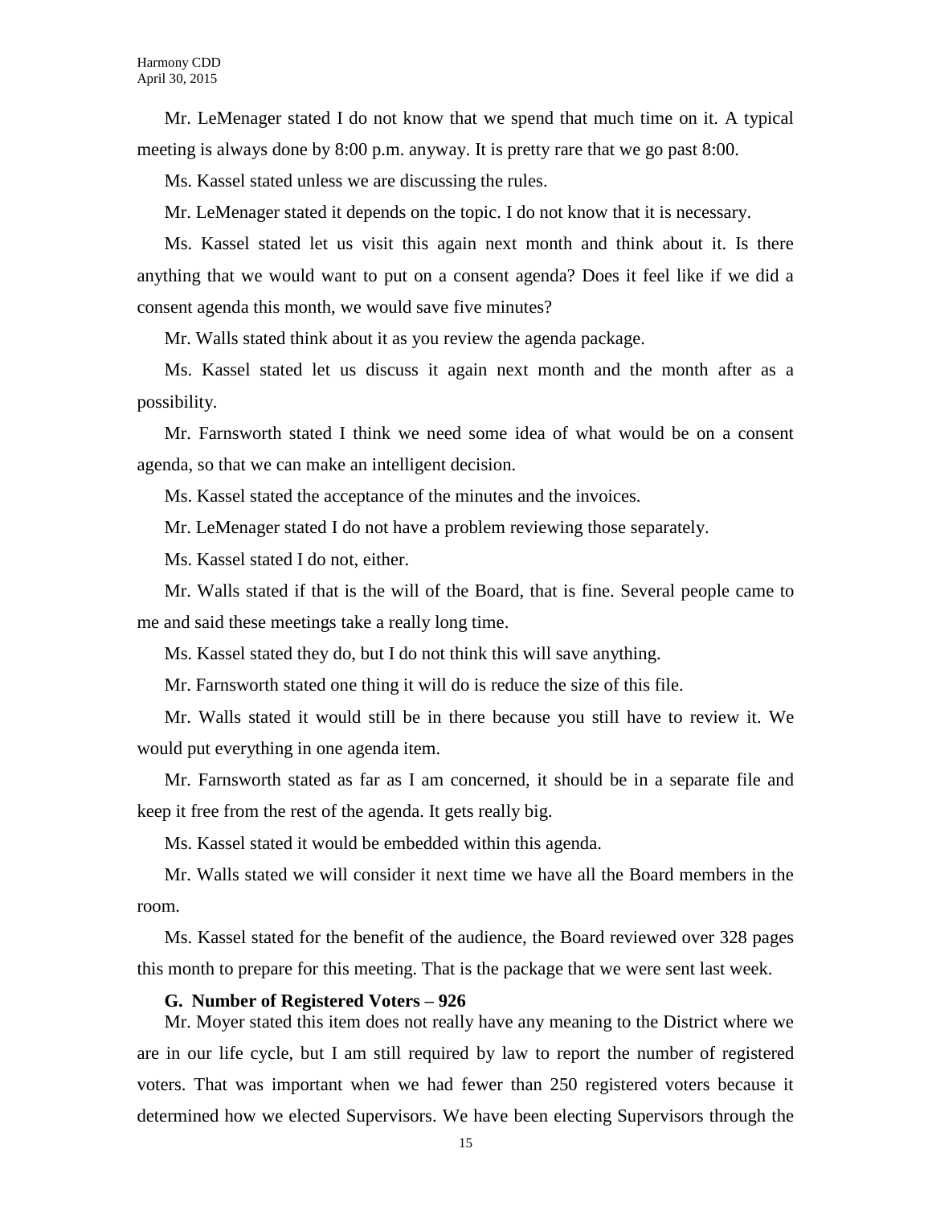Mr. LeMenager stated I do not know that we spend that much time on it. A typical meeting is always done by 8:00 p.m. anyway. It is pretty rare that we go past 8:00.

Ms. Kassel stated unless we are discussing the rules.

Mr. LeMenager stated it depends on the topic. I do not know that it is necessary.

Ms. Kassel stated let us visit this again next month and think about it. Is there anything that we would want to put on a consent agenda? Does it feel like if we did a consent agenda this month, we would save five minutes?

Mr. Walls stated think about it as you review the agenda package.

Ms. Kassel stated let us discuss it again next month and the month after as a possibility.

Mr. Farnsworth stated I think we need some idea of what would be on a consent agenda, so that we can make an intelligent decision.

Ms. Kassel stated the acceptance of the minutes and the invoices.

Mr. LeMenager stated I do not have a problem reviewing those separately.

Ms. Kassel stated I do not, either.

Mr. Walls stated if that is the will of the Board, that is fine. Several people came to me and said these meetings take a really long time.

Ms. Kassel stated they do, but I do not think this will save anything.

Mr. Farnsworth stated one thing it will do is reduce the size of this file.

Mr. Walls stated it would still be in there because you still have to review it. We would put everything in one agenda item.

Mr. Farnsworth stated as far as I am concerned, it should be in a separate file and keep it free from the rest of the agenda. It gets really big.

Ms. Kassel stated it would be embedded within this agenda.

Mr. Walls stated we will consider it next time we have all the Board members in the room.

Ms. Kassel stated for the benefit of the audience, the Board reviewed over 328 pages this month to prepare for this meeting. That is the package that we were sent last week.

**G. Number of Registered Voters – 926**

Mr. Moyer stated this item does not really have any meaning to the District where we are in our life cycle, but I am still required by law to report the number of registered voters. That was important when we had fewer than 250 registered voters because it determined how we elected Supervisors. We have been electing Supervisors through the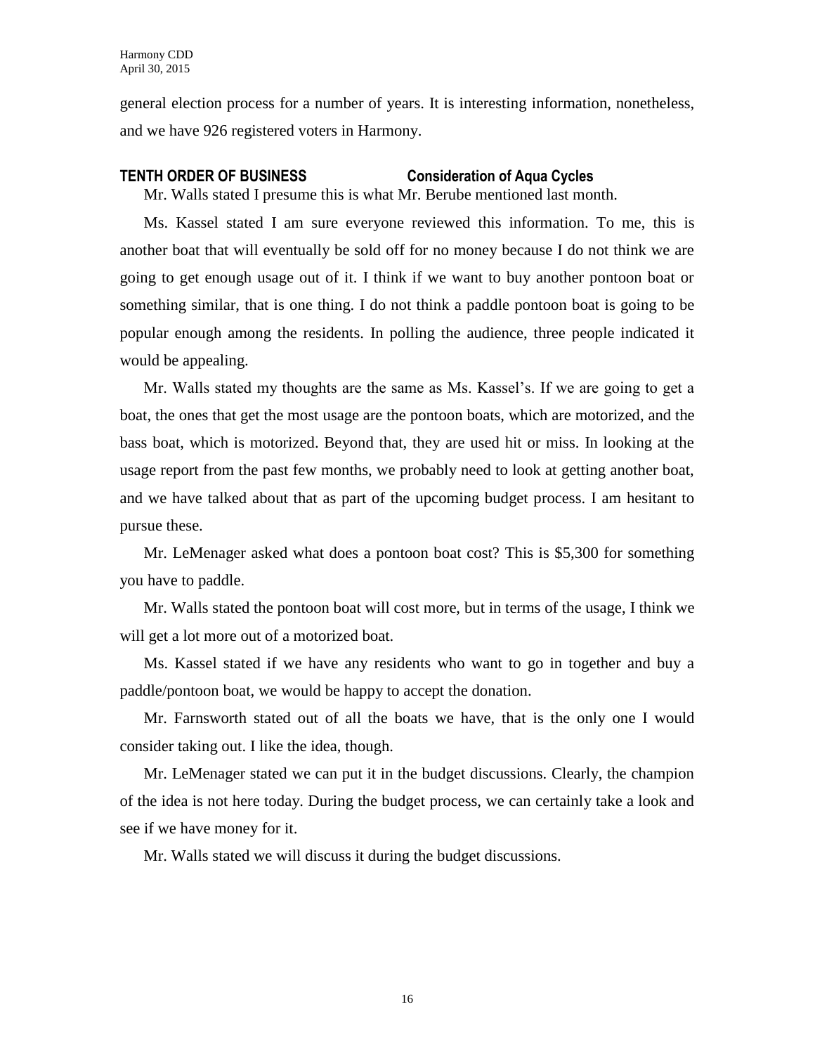general election process for a number of years. It is interesting information, nonetheless, and we have 926 registered voters in Harmony.

**TENTH ORDER OF BUSINESS Consideration of Aqua Cycles**

Mr. Walls stated I presume this is what Mr. Berube mentioned last month.

Ms. Kassel stated I am sure everyone reviewed this information. To me, this is another boat that will eventually be sold off for no money because I do not think we are going to get enough usage out of it. I think if we want to buy another pontoon boat or something similar, that is one thing. I do not think a paddle pontoon boat is going to be popular enough among the residents. In polling the audience, three people indicated it would be appealing.

Mr. Walls stated my thoughts are the same as Ms. Kassel's. If we are going to get a boat, the ones that get the most usage are the pontoon boats, which are motorized, and the bass boat, which is motorized. Beyond that, they are used hit or miss. In looking at the usage report from the past few months, we probably need to look at getting another boat, and we have talked about that as part of the upcoming budget process. I am hesitant to pursue these.

Mr. LeMenager asked what does a pontoon boat cost? This is $5,300 for something you have to paddle.

Mr. Walls stated the pontoon boat will cost more, but in terms of the usage, I think we will get a lot more out of a motorized boat.

Ms. Kassel stated if we have any residents who want to go in together and buy a paddle/pontoon boat, we would be happy to accept the donation.

Mr. Farnsworth stated out of all the boats we have, that is the only one I would consider taking out. I like the idea, though.

Mr. LeMenager stated we can put it in the budget discussions. Clearly, the champion of the idea is not here today. During the budget process, we can certainly take a look and see if we have money for it.

Mr. Walls stated we will discuss it during the budget discussions.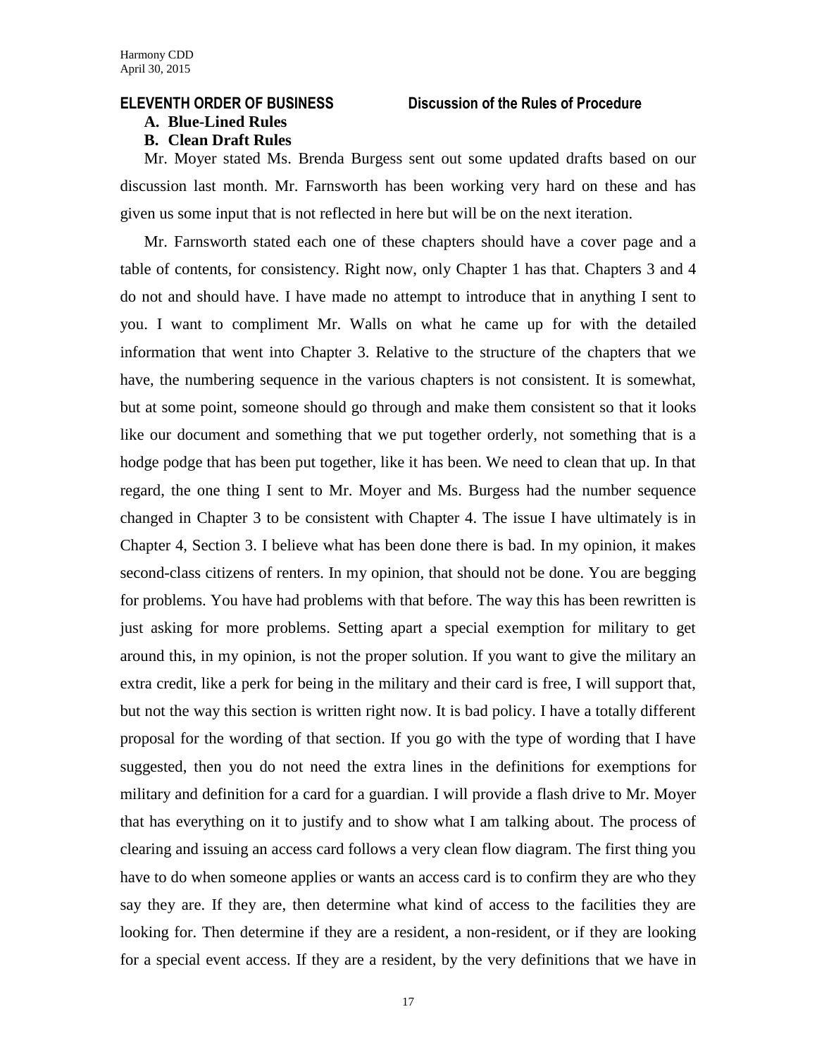**ELEVENTH ORDER OF BUSINESS Discussion of the Rules of Procedure**

**A. Blue-Lined Rules**

**B. Clean Draft Rules**

Mr. Moyer stated Ms. Brenda Burgess sent out some updated drafts based on our discussion last month. Mr. Farnsworth has been working very hard on these and has given us some input that is not reflected in here but will be on the next iteration.

Mr. Farnsworth stated each one of these chapters should have a cover page and a table of contents, for consistency. Right now, only Chapter 1 has that. Chapters 3 and 4 do not and should have. I have made no attempt to introduce that in anything I sent to you. I want to compliment Mr. Walls on what he came up for with the detailed information that went into Chapter 3. Relative to the structure of the chapters that we have, the numbering sequence in the various chapters is not consistent. It is somewhat, but at some point, someone should go through and make them consistent so that it looks like our document and something that we put together orderly, not something that is a hodge podge that has been put together, like it has been. We need to clean that up. In that regard, the one thing I sent to Mr. Moyer and Ms. Burgess had the number sequence changed in Chapter 3 to be consistent with Chapter 4. The issue I have ultimately is in Chapter 4, Section 3. I believe what has been done there is bad. In my opinion, it makes second-class citizens of renters. In my opinion, that should not be done. You are begging for problems. You have had problems with that before. The way this has been rewritten is just asking for more problems. Setting apart a special exemption for military to get around this, in my opinion, is not the proper solution. If you want to give the military an extra credit, like a perk for being in the military and their card is free, I will support that, but not the way this section is written right now. It is bad policy. I have a totally different proposal for the wording of that section. If you go with the type of wording that I have suggested, then you do not need the extra lines in the definitions for exemptions for military and definition for a card for a guardian. I will provide a flash drive to Mr. Moyer that has everything on it to justify and to show what I am talking about. The process of clearing and issuing an access card follows a very clean flow diagram. The first thing you have to do when someone applies or wants an access card is to confirm they are who they say they are. If they are, then determine what kind of access to the facilities they are looking for. Then determine if they are a resident, a non-resident, or if they are looking for a special event access. If they are a resident, by the very definitions that we have in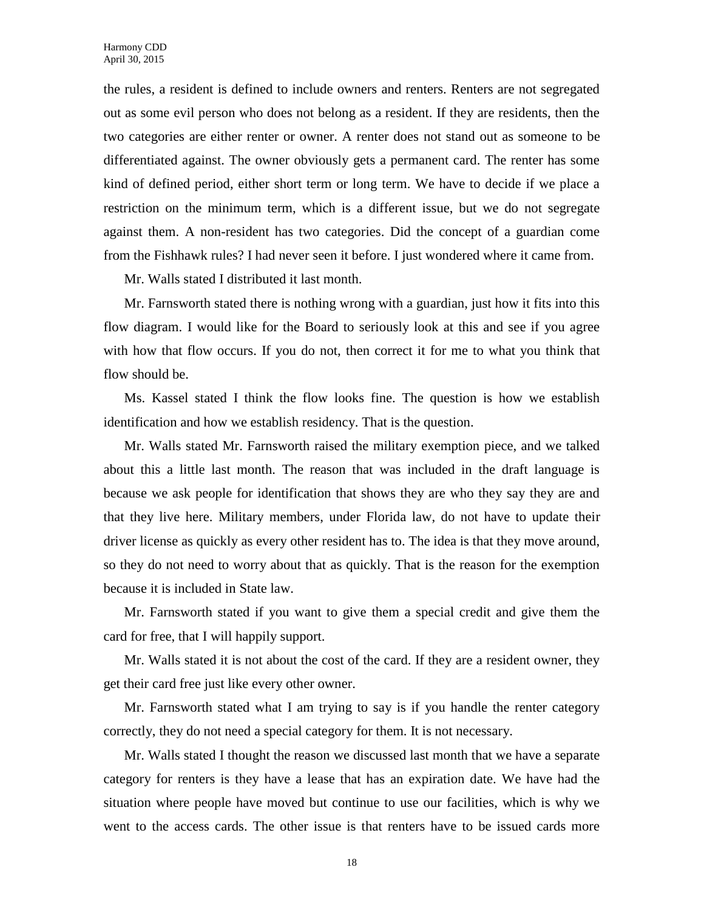the rules, a resident is defined to include owners and renters. Renters are not segregated out as some evil person who does not belong as a resident. If they are residents, then the two categories are either renter or owner. A renter does not stand out as someone to be differentiated against. The owner obviously gets a permanent card. The renter has some kind of defined period, either short term or long term. We have to decide if we place a restriction on the minimum term, which is a different issue, but we do not segregate against them. A non-resident has two categories. Did the concept of a guardian come from the Fishhawk rules? I had never seen it before. I just wondered where it came from.

Mr. Walls stated I distributed it last month.

Mr. Farnsworth stated there is nothing wrong with a guardian, just how it fits into this flow diagram. I would like for the Board to seriously look at this and see if you agree with how that flow occurs. If you do not, then correct it for me to what you think that flow should be.

Ms. Kassel stated I think the flow looks fine. The question is how we establish identification and how we establish residency. That is the question.

Mr. Walls stated Mr. Farnsworth raised the military exemption piece, and we talked about this a little last month. The reason that was included in the draft language is because we ask people for identification that shows they are who they say they are and that they live here. Military members, under Florida law, do not have to update their driver license as quickly as every other resident has to. The idea is that they move around, so they do not need to worry about that as quickly. That is the reason for the exemption because it is included in State law.

Mr. Farnsworth stated if you want to give them a special credit and give them the card for free, that I will happily support.

Mr. Walls stated it is not about the cost of the card. If they are a resident owner, they get their card free just like every other owner.

Mr. Farnsworth stated what I am trying to say is if you handle the renter category correctly, they do not need a special category for them. It is not necessary.

Mr. Walls stated I thought the reason we discussed last month that we have a separate category for renters is they have a lease that has an expiration date. We have had the situation where people have moved but continue to use our facilities, which is why we went to the access cards. The other issue is that renters have to be issued cards more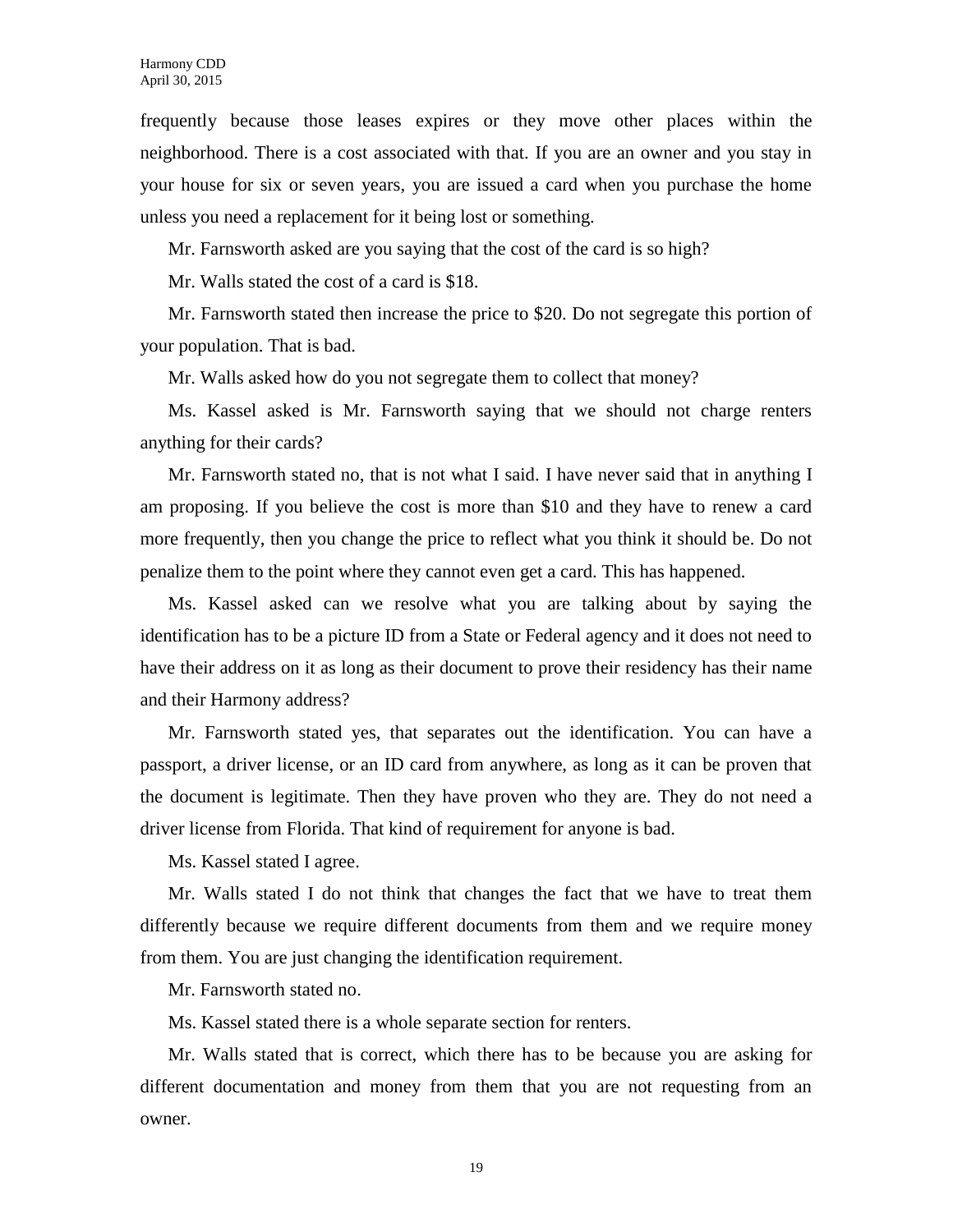frequently because those leases expires or they move other places within the neighborhood. There is a cost associated with that. If you are an owner and you stay in your house for six or seven years, you are issued a card when you purchase the home unless you need a replacement for it being lost or something.

Mr. Farnsworth asked are you saying that the cost of the card is so high?

Mr. Walls stated the cost of a card is $18.

Mr. Farnsworth stated then increase the price to $20. Do not segregate this portion of your population. That is bad.

Mr. Walls asked how do you not segregate them to collect that money?

Ms. Kassel asked is Mr. Farnsworth saying that we should not charge renters anything for their cards?

Mr. Farnsworth stated no, that is not what I said. I have never said that in anything I am proposing. If you believe the cost is more than $10 and they have to renew a card more frequently, then you change the price to reflect what you think it should be. Do not penalize them to the point where they cannot even get a card. This has happened.

Ms. Kassel asked can we resolve what you are talking about by saying the identification has to be a picture ID from a State or Federal agency and it does not need to have their address on it as long as their document to prove their residency has their name and their Harmony address?

Mr. Farnsworth stated yes, that separates out the identification. You can have a passport, a driver license, or an ID card from anywhere, as long as it can be proven that the document is legitimate. Then they have proven who they are. They do not need a driver license from Florida. That kind of requirement for anyone is bad.

Ms. Kassel stated I agree.

Mr. Walls stated I do not think that changes the fact that we have to treat them differently because we require different documents from them and we require money from them. You are just changing the identification requirement.

Mr. Farnsworth stated no.

Ms. Kassel stated there is a whole separate section for renters.

Mr. Walls stated that is correct, which there has to be because you are asking for different documentation and money from them that you are not requesting from an owner.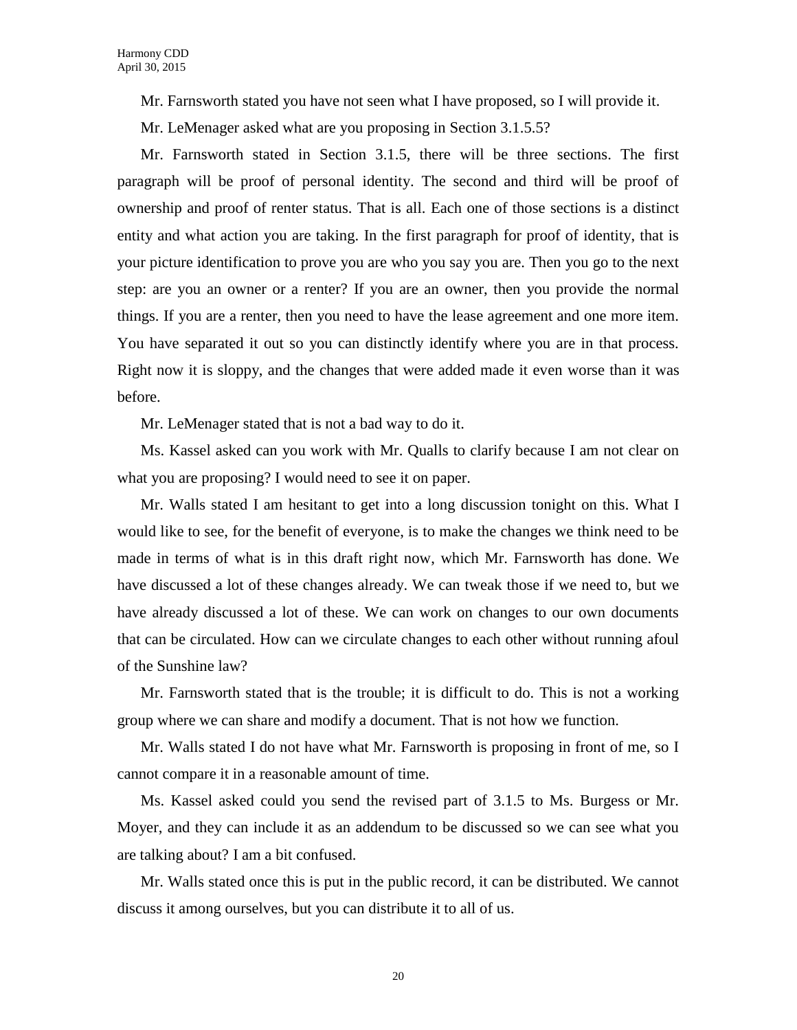Mr. Farnsworth stated you have not seen what I have proposed, so I will provide it.

Mr. LeMenager asked what are you proposing in Section 3.1.5.5?

Mr. Farnsworth stated in Section 3.1.5, there will be three sections. The first paragraph will be proof of personal identity. The second and third will be proof of ownership and proof of renter status. That is all. Each one of those sections is a distinct entity and what action you are taking. In the first paragraph for proof of identity, that is your picture identification to prove you are who you say you are. Then you go to the next step: are you an owner or a renter? If you are an owner, then you provide the normal things. If you are a renter, then you need to have the lease agreement and one more item. You have separated it out so you can distinctly identify where you are in that process. Right now it is sloppy, and the changes that were added made it even worse than it was before.

Mr. LeMenager stated that is not a bad way to do it.

Ms. Kassel asked can you work with Mr. Qualls to clarify because I am not clear on what you are proposing? I would need to see it on paper.

Mr. Walls stated I am hesitant to get into a long discussion tonight on this. What I would like to see, for the benefit of everyone, is to make the changes we think need to be made in terms of what is in this draft right now, which Mr. Farnsworth has done. We have discussed a lot of these changes already. We can tweak those if we need to, but we have already discussed a lot of these. We can work on changes to our own documents that can be circulated. How can we circulate changes to each other without running afoul of the Sunshine law?

Mr. Farnsworth stated that is the trouble; it is difficult to do. This is not a working group where we can share and modify a document. That is not how we function.

Mr. Walls stated I do not have what Mr. Farnsworth is proposing in front of me, so I cannot compare it in a reasonable amount of time.

Ms. Kassel asked could you send the revised part of 3.1.5 to Ms. Burgess or Mr. Moyer, and they can include it as an addendum to be discussed so we can see what you are talking about? I am a bit confused.

Mr. Walls stated once this is put in the public record, it can be distributed. We cannot discuss it among ourselves, but you can distribute it to all of us.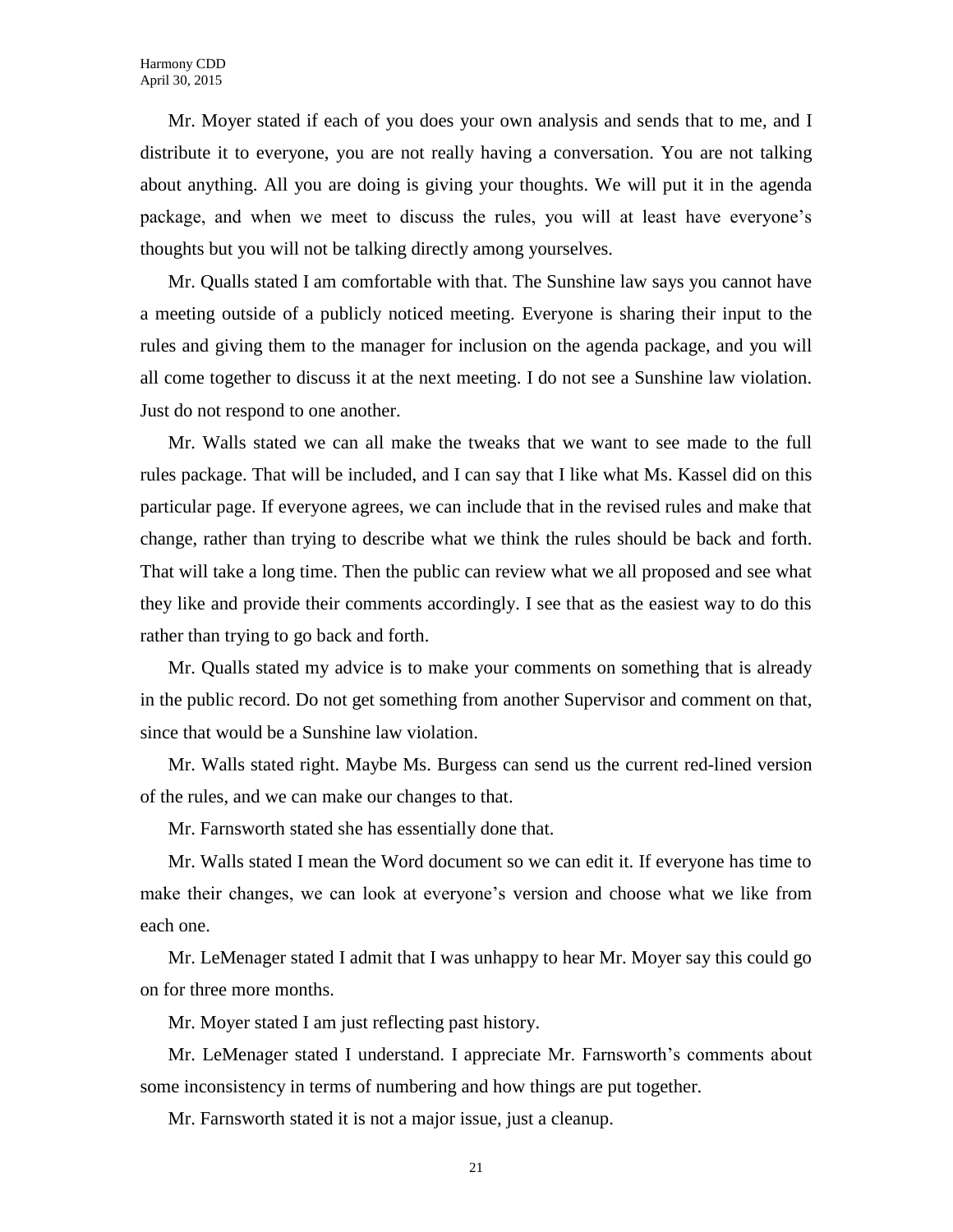Mr. Moyer stated if each of you does your own analysis and sends that to me, and I distribute it to everyone, you are not really having a conversation. You are not talking about anything. All you are doing is giving your thoughts. We will put it in the agenda package, and when we meet to discuss the rules, you will at least have everyone's thoughts but you will not be talking directly among yourselves.

Mr. Qualls stated I am comfortable with that. The Sunshine law says you cannot have a meeting outside of a publicly noticed meeting. Everyone is sharing their input to the rules and giving them to the manager for inclusion on the agenda package, and you will all come together to discuss it at the next meeting. I do not see a Sunshine law violation. Just do not respond to one another.

Mr. Walls stated we can all make the tweaks that we want to see made to the full rules package. That will be included, and I can say that I like what Ms. Kassel did on this particular page. If everyone agrees, we can include that in the revised rules and make that change, rather than trying to describe what we think the rules should be back and forth. That will take a long time. Then the public can review what we all proposed and see what they like and provide their comments accordingly. I see that as the easiest way to do this rather than trying to go back and forth.

Mr. Qualls stated my advice is to make your comments on something that is already in the public record. Do not get something from another Supervisor and comment on that, since that would be a Sunshine law violation.

Mr. Walls stated right. Maybe Ms. Burgess can send us the current red-lined version of the rules, and we can make our changes to that.

Mr. Farnsworth stated she has essentially done that.

Mr. Walls stated I mean the Word document so we can edit it. If everyone has time to make their changes, we can look at everyone's version and choose what we like from each one.

Mr. LeMenager stated I admit that I was unhappy to hear Mr. Moyer say this could go on for three more months.

Mr. Moyer stated I am just reflecting past history.

Mr. LeMenager stated I understand. I appreciate Mr. Farnsworth's comments about some inconsistency in terms of numbering and how things are put together.

Mr. Farnsworth stated it is not a major issue, just a cleanup.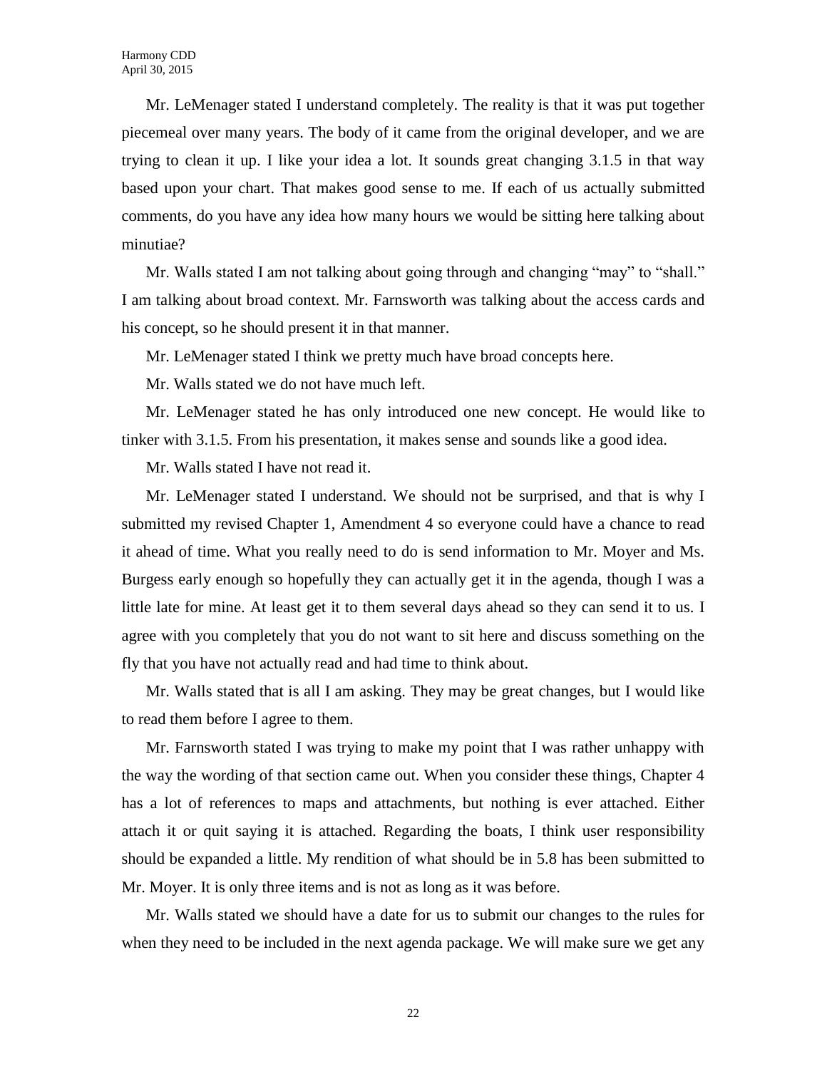Mr. LeMenager stated I understand completely. The reality is that it was put together piecemeal over many years. The body of it came from the original developer, and we are trying to clean it up. I like your idea a lot. It sounds great changing 3.1.5 in that way based upon your chart. That makes good sense to me. If each of us actually submitted comments, do you have any idea how many hours we would be sitting here talking about minutiae?

Mr. Walls stated I am not talking about going through and changing "may" to "shall." I am talking about broad context. Mr. Farnsworth was talking about the access cards and his concept, so he should present it in that manner.

Mr. LeMenager stated I think we pretty much have broad concepts here.

Mr. Walls stated we do not have much left.

Mr. LeMenager stated he has only introduced one new concept. He would like to tinker with 3.1.5. From his presentation, it makes sense and sounds like a good idea.

Mr. Walls stated I have not read it.

Mr. LeMenager stated I understand. We should not be surprised, and that is why I submitted my revised Chapter 1, Amendment 4 so everyone could have a chance to read it ahead of time. What you really need to do is send information to Mr. Moyer and Ms. Burgess early enough so hopefully they can actually get it in the agenda, though I was a little late for mine. At least get it to them several days ahead so they can send it to us. I agree with you completely that you do not want to sit here and discuss something on the fly that you have not actually read and had time to think about.

Mr. Walls stated that is all I am asking. They may be great changes, but I would like to read them before I agree to them.

Mr. Farnsworth stated I was trying to make my point that I was rather unhappy with the way the wording of that section came out. When you consider these things, Chapter 4 has a lot of references to maps and attachments, but nothing is ever attached. Either attach it or quit saying it is attached. Regarding the boats, I think user responsibility should be expanded a little. My rendition of what should be in 5.8 has been submitted to Mr. Moyer. It is only three items and is not as long as it was before.

Mr. Walls stated we should have a date for us to submit our changes to the rules for when they need to be included in the next agenda package. We will make sure we get any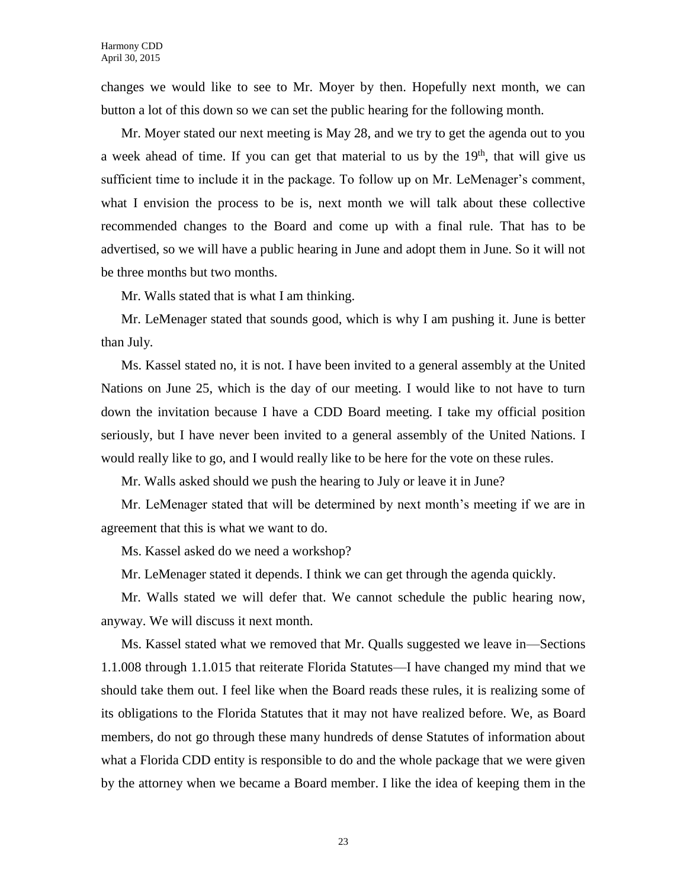changes we would like to see to Mr. Moyer by then. Hopefully next month, we can button a lot of this down so we can set the public hearing for the following month.

Mr. Moyer stated our next meeting is May 28, and we try to get the agenda out to you a week ahead of time. If you can get that material to us by the 19th, that will give us sufficient time to include it in the package. To follow up on Mr. LeMenager's comment, what I envision the process to be is, next month we will talk about these collective recommended changes to the Board and come up with a final rule. That has to be advertised, so we will have a public hearing in June and adopt them in June. So it will not be three months but two months.

Mr. Walls stated that is what I am thinking.

Mr. LeMenager stated that sounds good, which is why I am pushing it. June is better than July.

Ms. Kassel stated no, it is not. I have been invited to a general assembly at the United Nations on June 25, which is the day of our meeting. I would like to not have to turn down the invitation because I have a CDD Board meeting. I take my official position seriously, but I have never been invited to a general assembly of the United Nations. I would really like to go, and I would really like to be here for the vote on these rules.

Mr. Walls asked should we push the hearing to July or leave it in June?

Mr. LeMenager stated that will be determined by next month's meeting if we are in agreement that this is what we want to do.

Ms. Kassel asked do we need a workshop?

Mr. LeMenager stated it depends. I think we can get through the agenda quickly.

Mr. Walls stated we will defer that. We cannot schedule the public hearing now, anyway. We will discuss it next month.

Ms. Kassel stated what we removed that Mr. Qualls suggested we leave in—Sections 1.1.008 through 1.1.015 that reiterate Florida Statutes—I have changed my mind that we should take them out. I feel like when the Board reads these rules, it is realizing some of its obligations to the Florida Statutes that it may not have realized before. We, as Board members, do not go through these many hundreds of dense Statutes of information about what a Florida CDD entity is responsible to do and the whole package that we were given by the attorney when we became a Board member. I like the idea of keeping them in the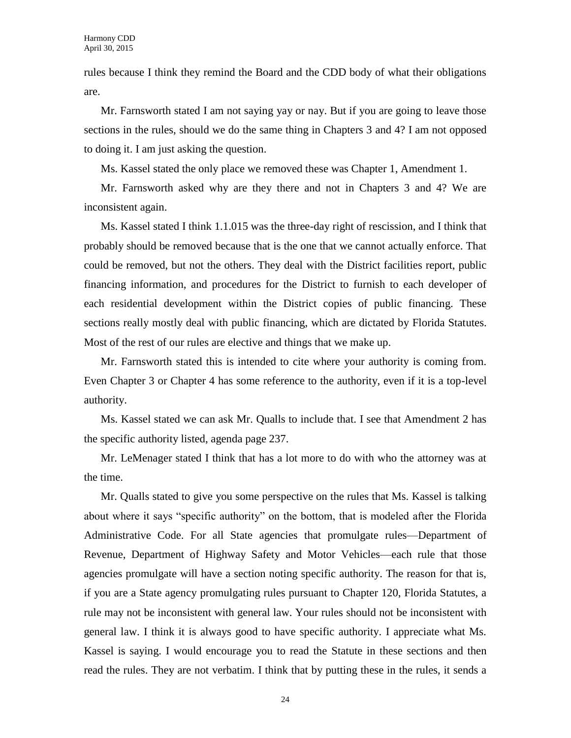rules because I think they remind the Board and the CDD body of what their obligations are.

Mr. Farnsworth stated I am not saying yay or nay. But if you are going to leave those sections in the rules, should we do the same thing in Chapters 3 and 4? I am not opposed to doing it. I am just asking the question.

Ms. Kassel stated the only place we removed these was Chapter 1, Amendment 1.

Mr. Farnsworth asked why are they there and not in Chapters 3 and 4? We are inconsistent again.

Ms. Kassel stated I think 1.1.015 was the three-day right of rescission, and I think that probably should be removed because that is the one that we cannot actually enforce. That could be removed, but not the others. They deal with the District facilities report, public financing information, and procedures for the District to furnish to each developer of each residential development within the District copies of public financing. These sections really mostly deal with public financing, which are dictated by Florida Statutes. Most of the rest of our rules are elective and things that we make up.

Mr. Farnsworth stated this is intended to cite where your authority is coming from. Even Chapter 3 or Chapter 4 has some reference to the authority, even if it is a top-level authority.

Ms. Kassel stated we can ask Mr. Qualls to include that. I see that Amendment 2 has the specific authority listed, agenda page 237.

Mr. LeMenager stated I think that has a lot more to do with who the attorney was at the time.

Mr. Qualls stated to give you some perspective on the rules that Ms. Kassel is talking about where it says "specific authority" on the bottom, that is modeled after the Florida Administrative Code. For all State agencies that promulgate rules—Department of Revenue, Department of Highway Safety and Motor Vehicles—each rule that those agencies promulgate will have a section noting specific authority. The reason for that is, if you are a State agency promulgating rules pursuant to Chapter 120, Florida Statutes, a rule may not be inconsistent with general law. Your rules should not be inconsistent with general law. I think it is always good to have specific authority. I appreciate what Ms. Kassel is saying. I would encourage you to read the Statute in these sections and then read the rules. They are not verbatim. I think that by putting these in the rules, it sends a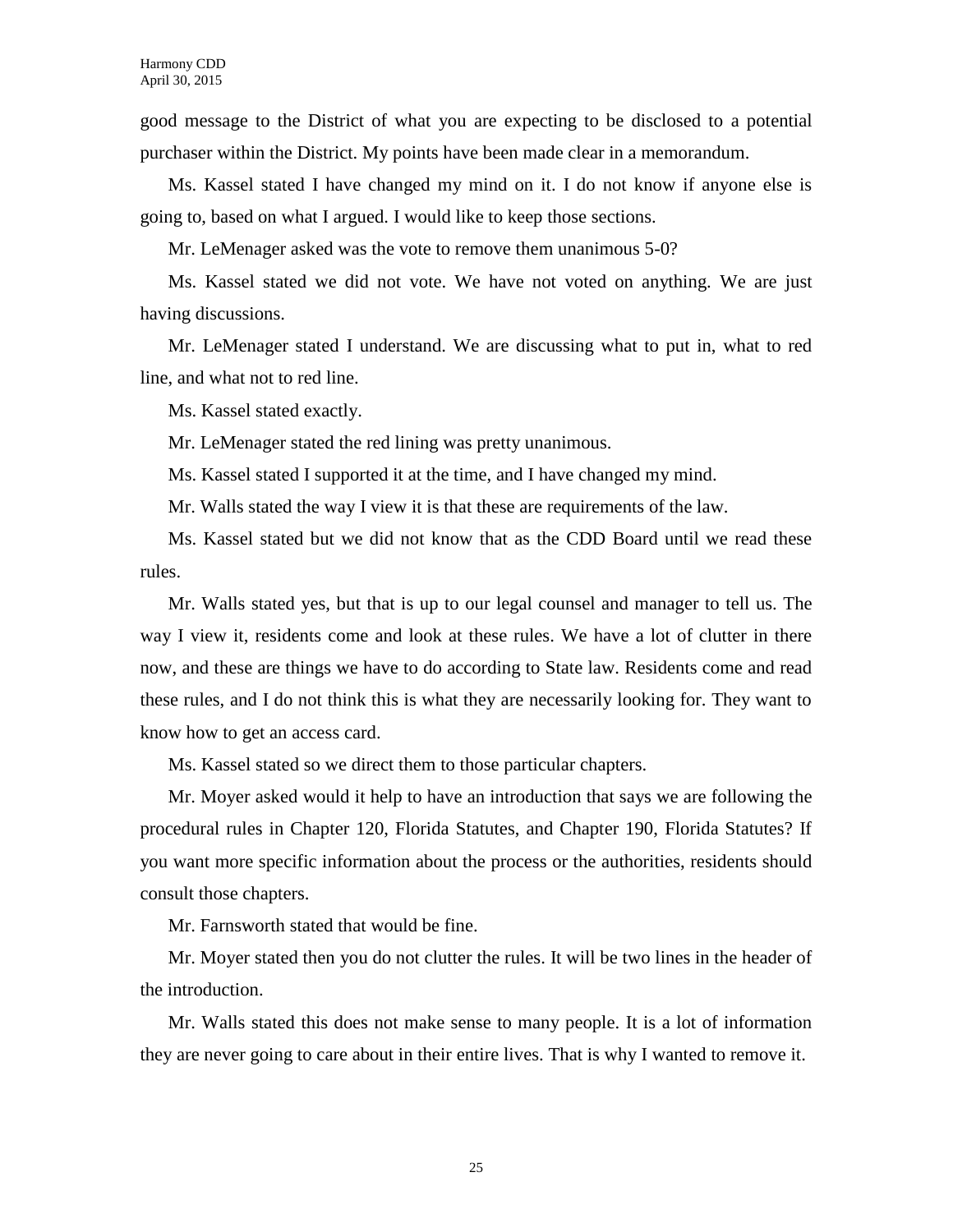good message to the District of what you are expecting to be disclosed to a potential purchaser within the District. My points have been made clear in a memorandum.

Ms. Kassel stated I have changed my mind on it. I do not know if anyone else is going to, based on what I argued. I would like to keep those sections.

Mr. LeMenager asked was the vote to remove them unanimous 5-0?

Ms. Kassel stated we did not vote. We have not voted on anything. We are just having discussions.

Mr. LeMenager stated I understand. We are discussing what to put in, what to red line, and what not to red line.

Ms. Kassel stated exactly.

Mr. LeMenager stated the red lining was pretty unanimous.

Ms. Kassel stated I supported it at the time, and I have changed my mind.

Mr. Walls stated the way I view it is that these are requirements of the law.

Ms. Kassel stated but we did not know that as the CDD Board until we read these rules.

Mr. Walls stated yes, but that is up to our legal counsel and manager to tell us. The way I view it, residents come and look at these rules. We have a lot of clutter in there now, and these are things we have to do according to State law. Residents come and read these rules, and I do not think this is what they are necessarily looking for. They want to know how to get an access card.

Ms. Kassel stated so we direct them to those particular chapters.

Mr. Moyer asked would it help to have an introduction that says we are following the procedural rules in Chapter 120, Florida Statutes, and Chapter 190, Florida Statutes? If you want more specific information about the process or the authorities, residents should consult those chapters.

Mr. Farnsworth stated that would be fine.

Mr. Moyer stated then you do not clutter the rules. It will be two lines in the header of the introduction.

Mr. Walls stated this does not make sense to many people. It is a lot of information they are never going to care about in their entire lives. That is why I wanted to remove it.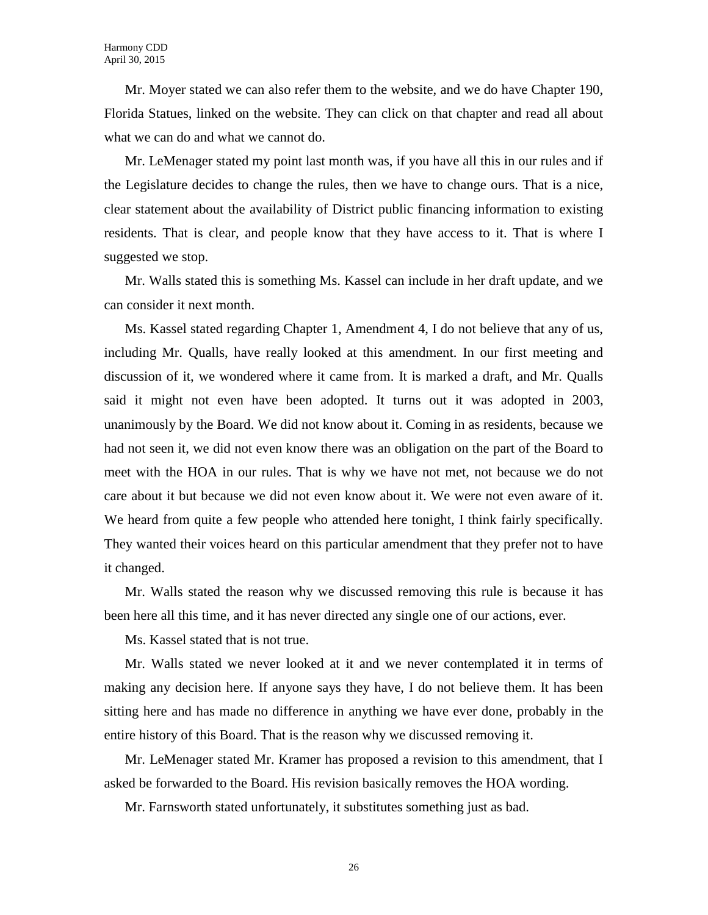Mr. Moyer stated we can also refer them to the website, and we do have Chapter 190, Florida Statues, linked on the website. They can click on that chapter and read all about what we can do and what we cannot do.

Mr. LeMenager stated my point last month was, if you have all this in our rules and if the Legislature decides to change the rules, then we have to change ours. That is a nice, clear statement about the availability of District public financing information to existing residents. That is clear, and people know that they have access to it. That is where I suggested we stop.

Mr. Walls stated this is something Ms. Kassel can include in her draft update, and we can consider it next month.

Ms. Kassel stated regarding Chapter 1, Amendment 4, I do not believe that any of us, including Mr. Qualls, have really looked at this amendment. In our first meeting and discussion of it, we wondered where it came from. It is marked a draft, and Mr. Qualls said it might not even have been adopted. It turns out it was adopted in 2003, unanimously by the Board. We did not know about it. Coming in as residents, because we had not seen it, we did not even know there was an obligation on the part of the Board to meet with the HOA in our rules. That is why we have not met, not because we do not care about it but because we did not even know about it. We were not even aware of it. We heard from quite a few people who attended here tonight, I think fairly specifically. They wanted their voices heard on this particular amendment that they prefer not to have it changed.

Mr. Walls stated the reason why we discussed removing this rule is because it has been here all this time, and it has never directed any single one of our actions, ever.

Ms. Kassel stated that is not true.

Mr. Walls stated we never looked at it and we never contemplated it in terms of making any decision here. If anyone says they have, I do not believe them. It has been sitting here and has made no difference in anything we have ever done, probably in the entire history of this Board. That is the reason why we discussed removing it.

Mr. LeMenager stated Mr. Kramer has proposed a revision to this amendment, that I asked be forwarded to the Board. His revision basically removes the HOA wording.

Mr. Farnsworth stated unfortunately, it substitutes something just as bad.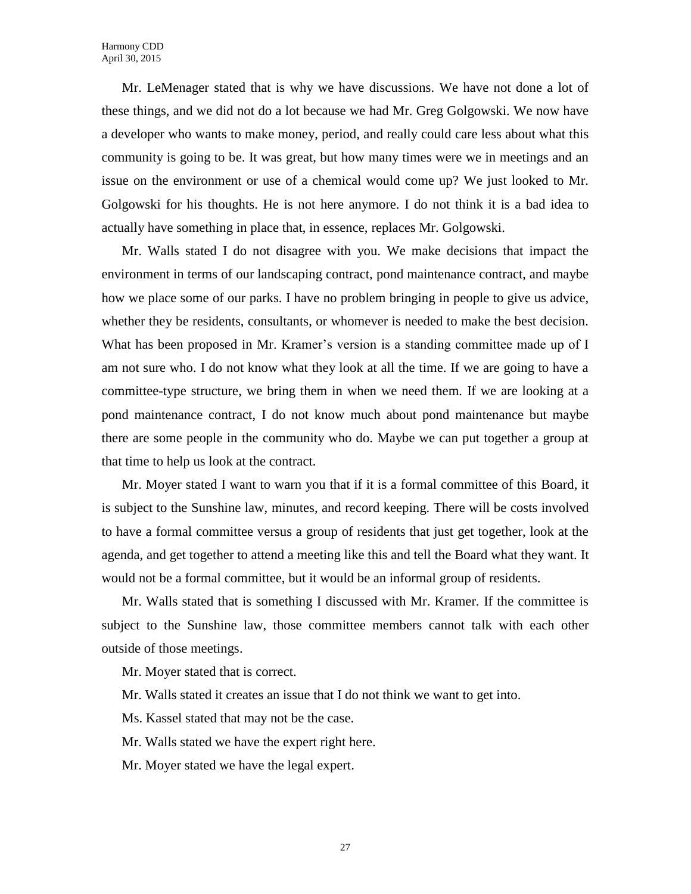Mr. LeMenager stated that is why we have discussions. We have not done a lot of these things, and we did not do a lot because we had Mr. Greg Golgowski. We now have a developer who wants to make money, period, and really could care less about what this community is going to be. It was great, but how many times were we in meetings and an issue on the environment or use of a chemical would come up? We just looked to Mr. Golgowski for his thoughts. He is not here anymore. I do not think it is a bad idea to actually have something in place that, in essence, replaces Mr. Golgowski.

Mr. Walls stated I do not disagree with you. We make decisions that impact the environment in terms of our landscaping contract, pond maintenance contract, and maybe how we place some of our parks. I have no problem bringing in people to give us advice, whether they be residents, consultants, or whomever is needed to make the best decision. What has been proposed in Mr. Kramer's version is a standing committee made up of I am not sure who. I do not know what they look at all the time. If we are going to have a committee-type structure, we bring them in when we need them. If we are looking at a pond maintenance contract, I do not know much about pond maintenance but maybe there are some people in the community who do. Maybe we can put together a group at that time to help us look at the contract.

Mr. Moyer stated I want to warn you that if it is a formal committee of this Board, it is subject to the Sunshine law, minutes, and record keeping. There will be costs involved to have a formal committee versus a group of residents that just get together, look at the agenda, and get together to attend a meeting like this and tell the Board what they want. It would not be a formal committee, but it would be an informal group of residents.

Mr. Walls stated that is something I discussed with Mr. Kramer. If the committee is subject to the Sunshine law, those committee members cannot talk with each other outside of those meetings.

Mr. Moyer stated that is correct.

Mr. Walls stated it creates an issue that I do not think we want to get into.

Ms. Kassel stated that may not be the case.

Mr. Walls stated we have the expert right here.

Mr. Moyer stated we have the legal expert.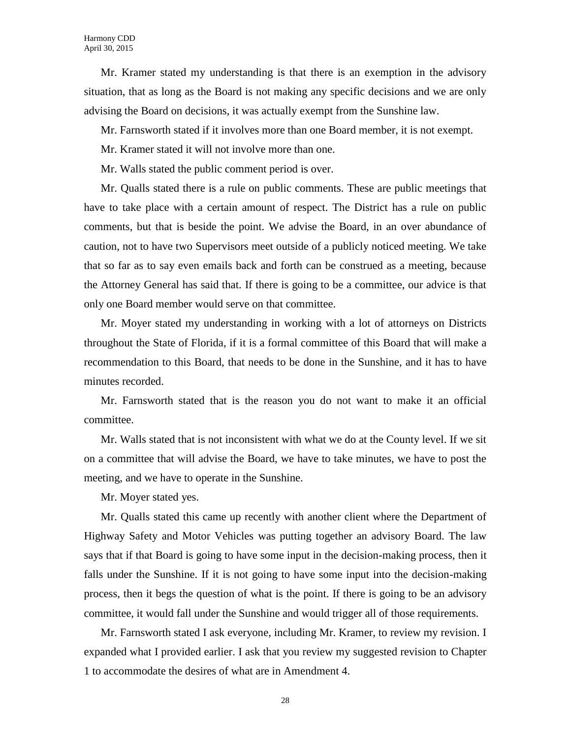Mr. Kramer stated my understanding is that there is an exemption in the advisory situation, that as long as the Board is not making any specific decisions and we are only advising the Board on decisions, it was actually exempt from the Sunshine law.

Mr. Farnsworth stated if it involves more than one Board member, it is not exempt.

Mr. Kramer stated it will not involve more than one.

Mr. Walls stated the public comment period is over.

Mr. Qualls stated there is a rule on public comments. These are public meetings that have to take place with a certain amount of respect. The District has a rule on public comments, but that is beside the point. We advise the Board, in an over abundance of caution, not to have two Supervisors meet outside of a publicly noticed meeting. We take that so far as to say even emails back and forth can be construed as a meeting, because the Attorney General has said that. If there is going to be a committee, our advice is that only one Board member would serve on that committee.

Mr. Moyer stated my understanding in working with a lot of attorneys on Districts throughout the State of Florida, if it is a formal committee of this Board that will make a recommendation to this Board, that needs to be done in the Sunshine, and it has to have minutes recorded.

Mr. Farnsworth stated that is the reason you do not want to make it an official committee.

Mr. Walls stated that is not inconsistent with what we do at the County level. If we sit on a committee that will advise the Board, we have to take minutes, we have to post the meeting, and we have to operate in the Sunshine.

Mr. Moyer stated yes.

Mr. Qualls stated this came up recently with another client where the Department of Highway Safety and Motor Vehicles was putting together an advisory Board. The law says that if that Board is going to have some input in the decision-making process, then it falls under the Sunshine. If it is not going to have some input into the decision-making process, then it begs the question of what is the point. If there is going to be an advisory committee, it would fall under the Sunshine and would trigger all of those requirements.

Mr. Farnsworth stated I ask everyone, including Mr. Kramer, to review my revision. I expanded what I provided earlier. I ask that you review my suggested revision to Chapter 1 to accommodate the desires of what are in Amendment 4.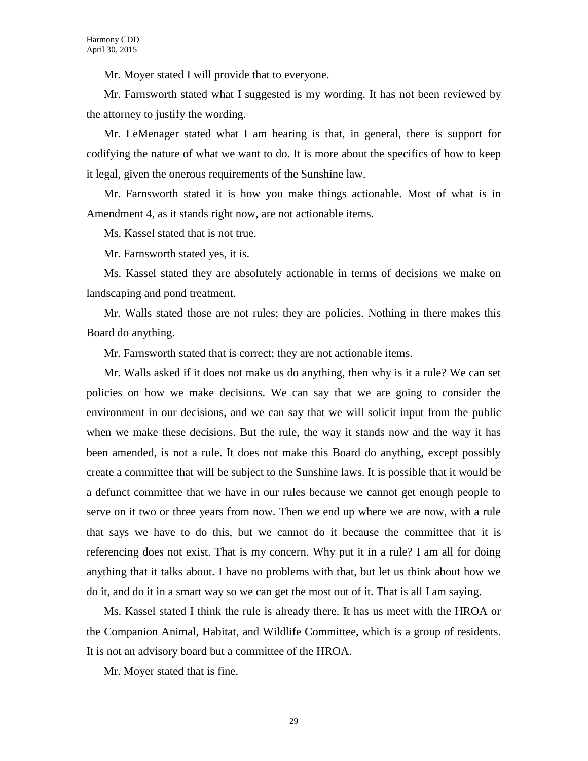Mr. Moyer stated I will provide that to everyone.

Mr. Farnsworth stated what I suggested is my wording. It has not been reviewed by the attorney to justify the wording.

Mr. LeMenager stated what I am hearing is that, in general, there is support for codifying the nature of what we want to do. It is more about the specifics of how to keep it legal, given the onerous requirements of the Sunshine law.

Mr. Farnsworth stated it is how you make things actionable. Most of what is in Amendment 4, as it stands right now, are not actionable items.

Ms. Kassel stated that is not true.

Mr. Farnsworth stated yes, it is.

Ms. Kassel stated they are absolutely actionable in terms of decisions we make on landscaping and pond treatment.

Mr. Walls stated those are not rules; they are policies. Nothing in there makes this Board do anything.

Mr. Farnsworth stated that is correct; they are not actionable items.

Mr. Walls asked if it does not make us do anything, then why is it a rule? We can set policies on how we make decisions. We can say that we are going to consider the environment in our decisions, and we can say that we will solicit input from the public when we make these decisions. But the rule, the way it stands now and the way it has been amended, is not a rule. It does not make this Board do anything, except possibly create a committee that will be subject to the Sunshine laws. It is possible that it would be a defunct committee that we have in our rules because we cannot get enough people to serve on it two or three years from now. Then we end up where we are now, with a rule that says we have to do this, but we cannot do it because the committee that it is referencing does not exist. That is my concern. Why put it in a rule? I am all for doing anything that it talks about. I have no problems with that, but let us think about how we do it, and do it in a smart way so we can get the most out of it. That is all I am saying.

Ms. Kassel stated I think the rule is already there. It has us meet with the HROA or the Companion Animal, Habitat, and Wildlife Committee, which is a group of residents. It is not an advisory board but a committee of the HROA.

Mr. Moyer stated that is fine.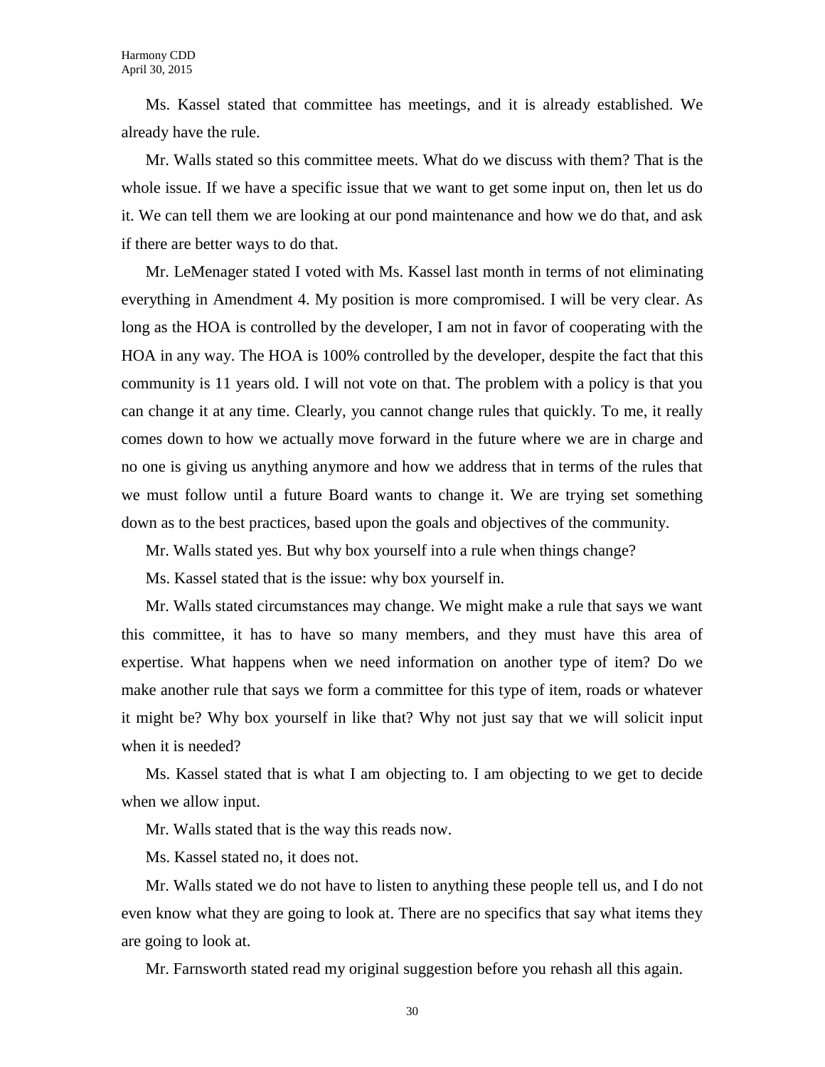Ms. Kassel stated that committee has meetings, and it is already established. We already have the rule.

Mr. Walls stated so this committee meets. What do we discuss with them? That is the whole issue. If we have a specific issue that we want to get some input on, then let us do it. We can tell them we are looking at our pond maintenance and how we do that, and ask if there are better ways to do that.

Mr. LeMenager stated I voted with Ms. Kassel last month in terms of not eliminating everything in Amendment 4. My position is more compromised. I will be very clear. As long as the HOA is controlled by the developer, I am not in favor of cooperating with the HOA in any way. The HOA is 100% controlled by the developer, despite the fact that this community is 11 years old. I will not vote on that. The problem with a policy is that you can change it at any time. Clearly, you cannot change rules that quickly. To me, it really comes down to how we actually move forward in the future where we are in charge and no one is giving us anything anymore and how we address that in terms of the rules that we must follow until a future Board wants to change it. We are trying set something down as to the best practices, based upon the goals and objectives of the community.

Mr. Walls stated yes. But why box yourself into a rule when things change?

Ms. Kassel stated that is the issue: why box yourself in.

Mr. Walls stated circumstances may change. We might make a rule that says we want this committee, it has to have so many members, and they must have this area of expertise. What happens when we need information on another type of item? Do we make another rule that says we form a committee for this type of item, roads or whatever it might be? Why box yourself in like that? Why not just say that we will solicit input when it is needed?

Ms. Kassel stated that is what I am objecting to. I am objecting to we get to decide when we allow input.

Mr. Walls stated that is the way this reads now.

Ms. Kassel stated no, it does not.

Mr. Walls stated we do not have to listen to anything these people tell us, and I do not even know what they are going to look at. There are no specifics that say what items they are going to look at.

Mr. Farnsworth stated read my original suggestion before you rehash all this again.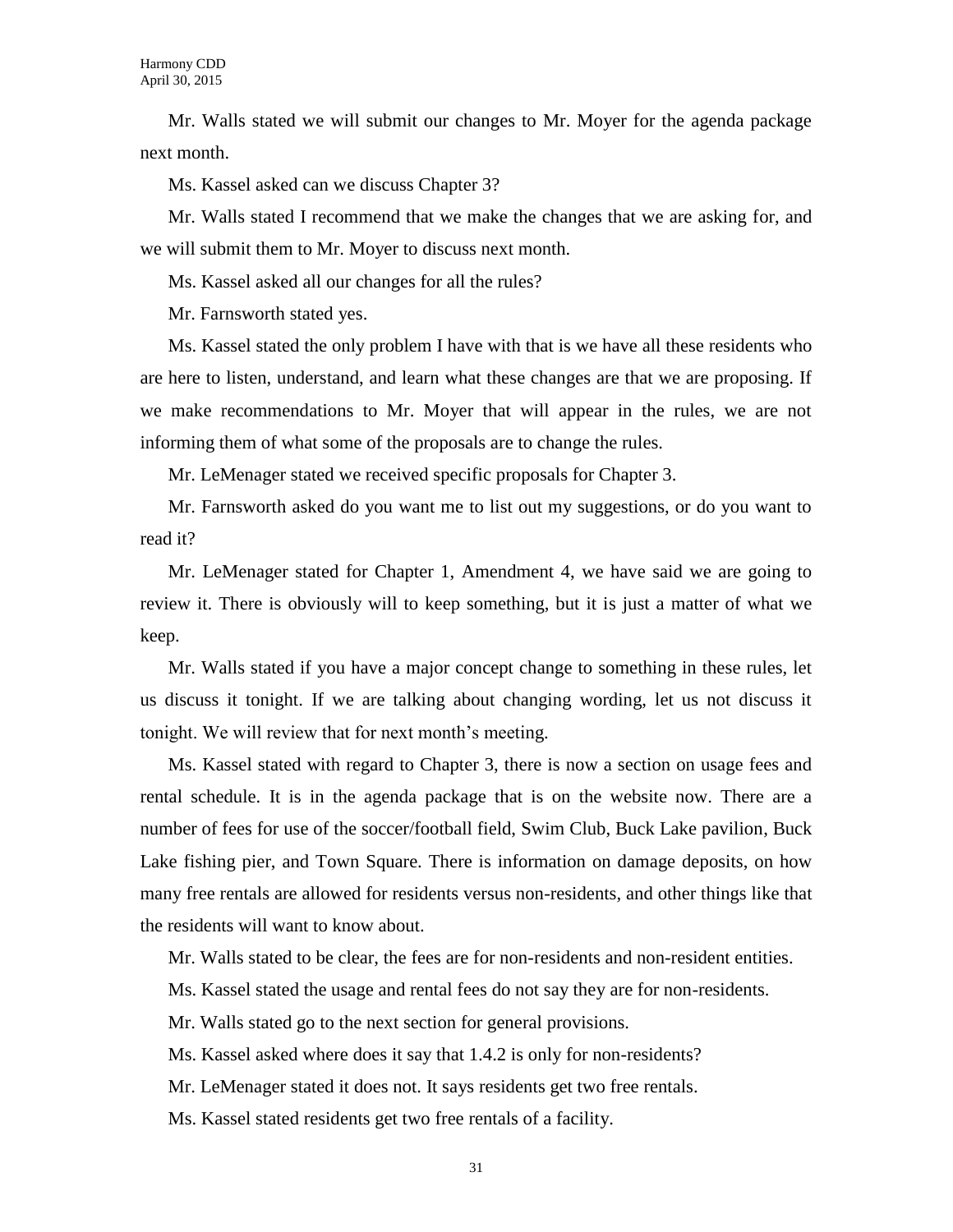Mr. Walls stated we will submit our changes to Mr. Moyer for the agenda package next month.

Ms. Kassel asked can we discuss Chapter 3?

Mr. Walls stated I recommend that we make the changes that we are asking for, and we will submit them to Mr. Moyer to discuss next month.

Ms. Kassel asked all our changes for all the rules?

Mr. Farnsworth stated yes.

Ms. Kassel stated the only problem I have with that is we have all these residents who are here to listen, understand, and learn what these changes are that we are proposing. If we make recommendations to Mr. Moyer that will appear in the rules, we are not informing them of what some of the proposals are to change the rules.

Mr. LeMenager stated we received specific proposals for Chapter 3.

Mr. Farnsworth asked do you want me to list out my suggestions, or do you want to read it?

Mr. LeMenager stated for Chapter 1, Amendment 4, we have said we are going to review it. There is obviously will to keep something, but it is just a matter of what we keep.

Mr. Walls stated if you have a major concept change to something in these rules, let us discuss it tonight. If we are talking about changing wording, let us not discuss it tonight. We will review that for next month's meeting.

Ms. Kassel stated with regard to Chapter 3, there is now a section on usage fees and rental schedule. It is in the agenda package that is on the website now. There are a number of fees for use of the soccer/football field, Swim Club, Buck Lake pavilion, Buck Lake fishing pier, and Town Square. There is information on damage deposits, on how many free rentals are allowed for residents versus non-residents, and other things like that the residents will want to know about.

Mr. Walls stated to be clear, the fees are for non-residents and non-resident entities.

Ms. Kassel stated the usage and rental fees do not say they are for non-residents.

Mr. Walls stated go to the next section for general provisions.

Ms. Kassel asked where does it say that 1.4.2 is only for non-residents?

Mr. LeMenager stated it does not. It says residents get two free rentals.

Ms. Kassel stated residents get two free rentals of a facility.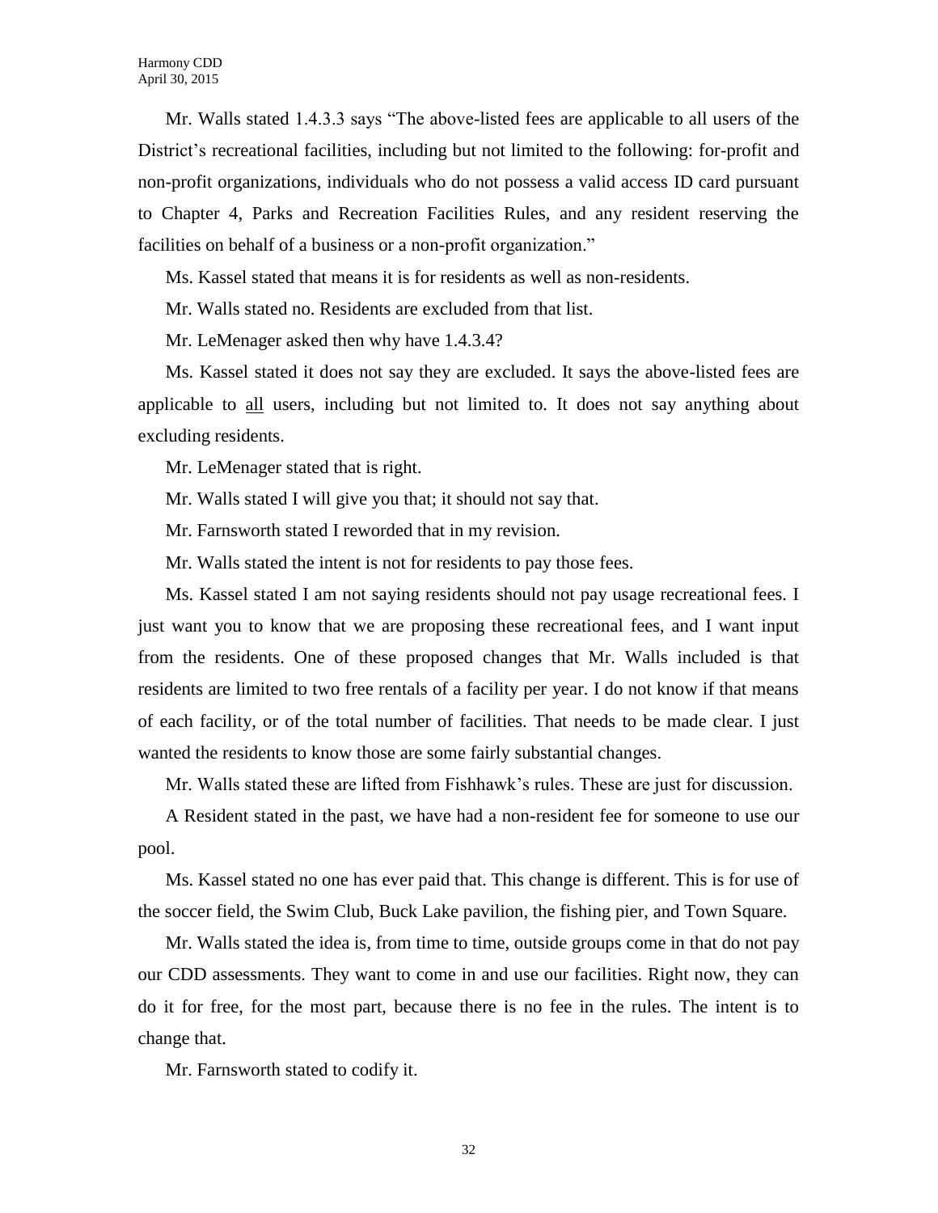Mr. Walls stated 1.4.3.3 says "The above-listed fees are applicable to all users of the District's recreational facilities, including but not limited to the following: for-profit and non-profit organizations, individuals who do not possess a valid access ID card pursuant to Chapter 4, Parks and Recreation Facilities Rules, and any resident reserving the facilities on behalf of a business or a non-profit organization."

Ms. Kassel stated that means it is for residents as well as non-residents.

Mr. Walls stated no. Residents are excluded from that list.

Mr. LeMenager asked then why have 1.4.3.4?

Ms. Kassel stated it does not say they are excluded. It says the above-listed fees are applicable to <u>all</u> users, including but not limited to. It does not say anything about excluding residents.

Mr. LeMenager stated that is right.

Mr. Walls stated I will give you that; it should not say that.

Mr. Farnsworth stated I reworded that in my revision.

Mr. Walls stated the intent is not for residents to pay those fees.

Ms. Kassel stated I am not saying residents should not pay usage recreational fees. I just want you to know that we are proposing these recreational fees, and I want input from the residents. One of these proposed changes that Mr. Walls included is that residents are limited to two free rentals of a facility per year. I do not know if that means of each facility, or of the total number of facilities. That needs to be made clear. I just wanted the residents to know those are some fairly substantial changes.

Mr. Walls stated these are lifted from Fishhawk's rules. These are just for discussion.

A Resident stated in the past, we have had a non-resident fee for someone to use our pool.

Ms. Kassel stated no one has ever paid that. This change is different. This is for use of the soccer field, the Swim Club, Buck Lake pavilion, the fishing pier, and Town Square.

Mr. Walls stated the idea is, from time to time, outside groups come in that do not pay our CDD assessments. They want to come in and use our facilities. Right now, they can do it for free, for the most part, because there is no fee in the rules. The intent is to change that.

Mr. Farnsworth stated to codify it.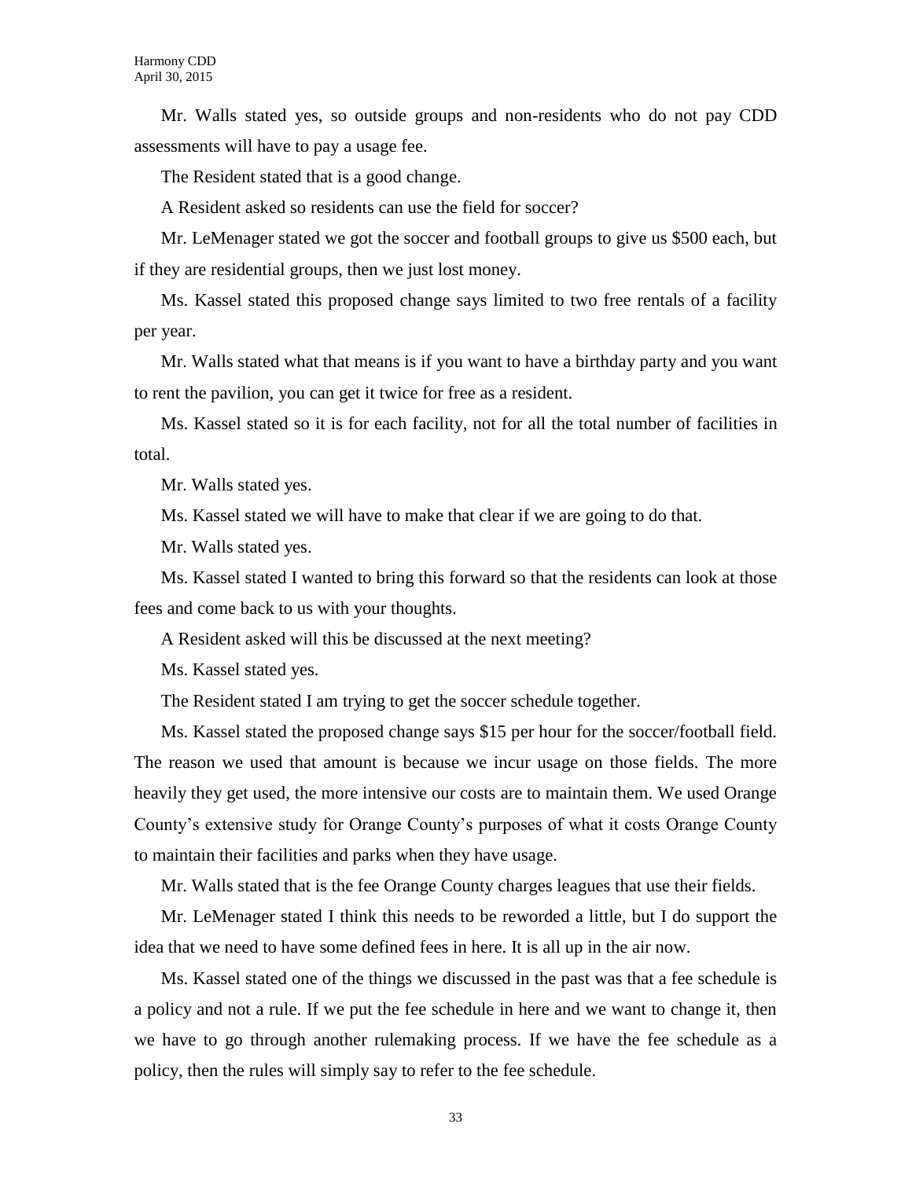Mr. Walls stated yes, so outside groups and non-residents who do not pay CDD assessments will have to pay a usage fee.

The Resident stated that is a good change.

A Resident asked so residents can use the field for soccer?

Mr. LeMenager stated we got the soccer and football groups to give us $500 each, but if they are residential groups, then we just lost money.

Ms. Kassel stated this proposed change says limited to two free rentals of a facility per year.

Mr. Walls stated what that means is if you want to have a birthday party and you want to rent the pavilion, you can get it twice for free as a resident.

Ms. Kassel stated so it is for each facility, not for all the total number of facilities in total.

Mr. Walls stated yes.

Ms. Kassel stated we will have to make that clear if we are going to do that.

Mr. Walls stated yes.

Ms. Kassel stated I wanted to bring this forward so that the residents can look at those fees and come back to us with your thoughts.

A Resident asked will this be discussed at the next meeting?

Ms. Kassel stated yes.

The Resident stated I am trying to get the soccer schedule together.

Ms. Kassel stated the proposed change says $15 per hour for the soccer/football field. The reason we used that amount is because we incur usage on those fields. The more heavily they get used, the more intensive our costs are to maintain them. We used Orange County's extensive study for Orange County's purposes of what it costs Orange County to maintain their facilities and parks when they have usage.

Mr. Walls stated that is the fee Orange County charges leagues that use their fields.

Mr. LeMenager stated I think this needs to be reworded a little, but I do support the idea that we need to have some defined fees in here. It is all up in the air now.

Ms. Kassel stated one of the things we discussed in the past was that a fee schedule is a policy and not a rule. If we put the fee schedule in here and we want to change it, then we have to go through another rulemaking process. If we have the fee schedule as a policy, then the rules will simply say to refer to the fee schedule.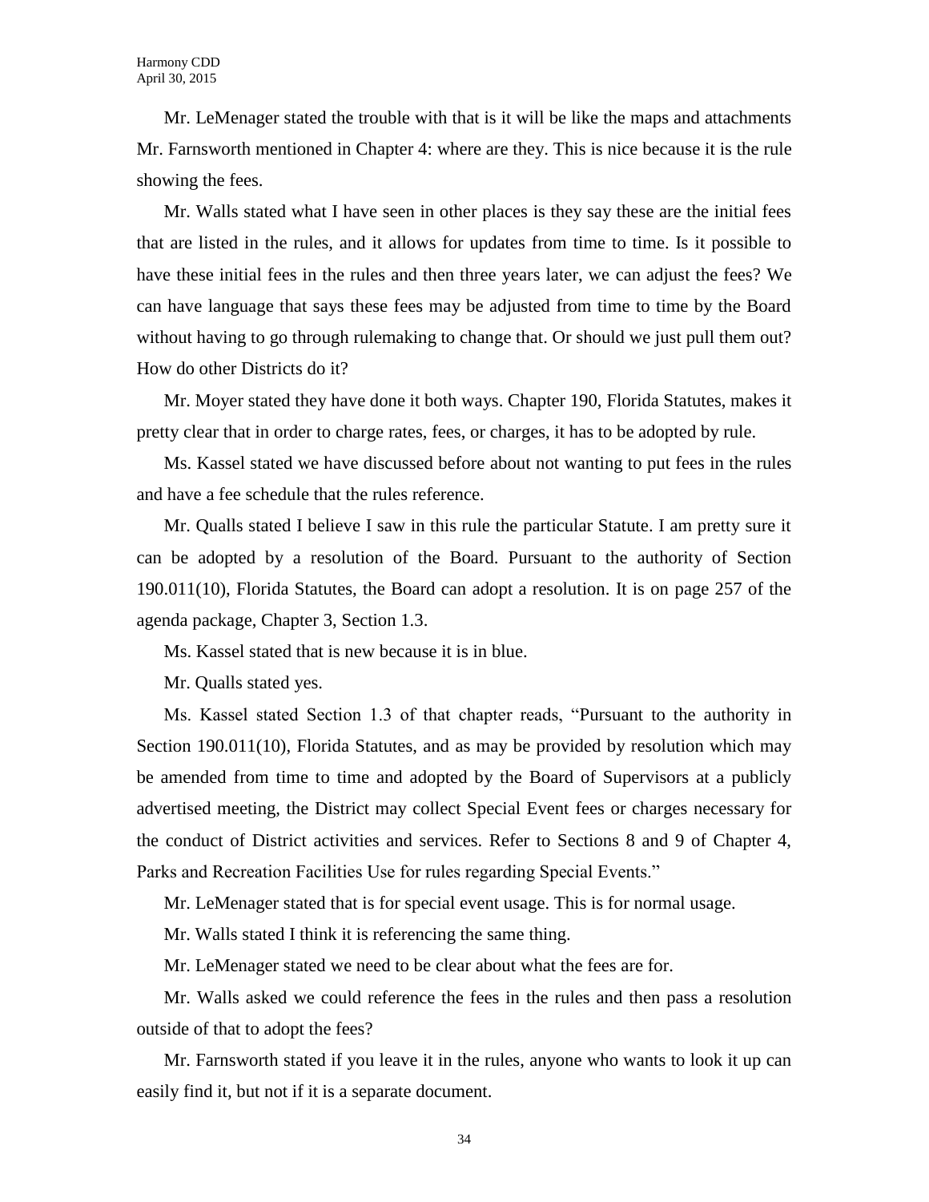Mr. LeMenager stated the trouble with that is it will be like the maps and attachments Mr. Farnsworth mentioned in Chapter 4: where are they. This is nice because it is the rule showing the fees.

Mr. Walls stated what I have seen in other places is they say these are the initial fees that are listed in the rules, and it allows for updates from time to time. Is it possible to have these initial fees in the rules and then three years later, we can adjust the fees? We can have language that says these fees may be adjusted from time to time by the Board without having to go through rulemaking to change that. Or should we just pull them out? How do other Districts do it?

Mr. Moyer stated they have done it both ways. Chapter 190, Florida Statutes, makes it pretty clear that in order to charge rates, fees, or charges, it has to be adopted by rule.

Ms. Kassel stated we have discussed before about not wanting to put fees in the rules and have a fee schedule that the rules reference.

Mr. Qualls stated I believe I saw in this rule the particular Statute. I am pretty sure it can be adopted by a resolution of the Board. Pursuant to the authority of Section 190.011(10), Florida Statutes, the Board can adopt a resolution. It is on page 257 of the agenda package, Chapter 3, Section 1.3.

Ms. Kassel stated that is new because it is in blue.

Mr. Qualls stated yes.

Ms. Kassel stated Section 1.3 of that chapter reads, "Pursuant to the authority in Section 190.011(10), Florida Statutes, and as may be provided by resolution which may be amended from time to time and adopted by the Board of Supervisors at a publicly advertised meeting, the District may collect Special Event fees or charges necessary for the conduct of District activities and services. Refer to Sections 8 and 9 of Chapter 4, Parks and Recreation Facilities Use for rules regarding Special Events."

Mr. LeMenager stated that is for special event usage. This is for normal usage.

Mr. Walls stated I think it is referencing the same thing.

Mr. LeMenager stated we need to be clear about what the fees are for.

Mr. Walls asked we could reference the fees in the rules and then pass a resolution outside of that to adopt the fees?

Mr. Farnsworth stated if you leave it in the rules, anyone who wants to look it up can easily find it, but not if it is a separate document.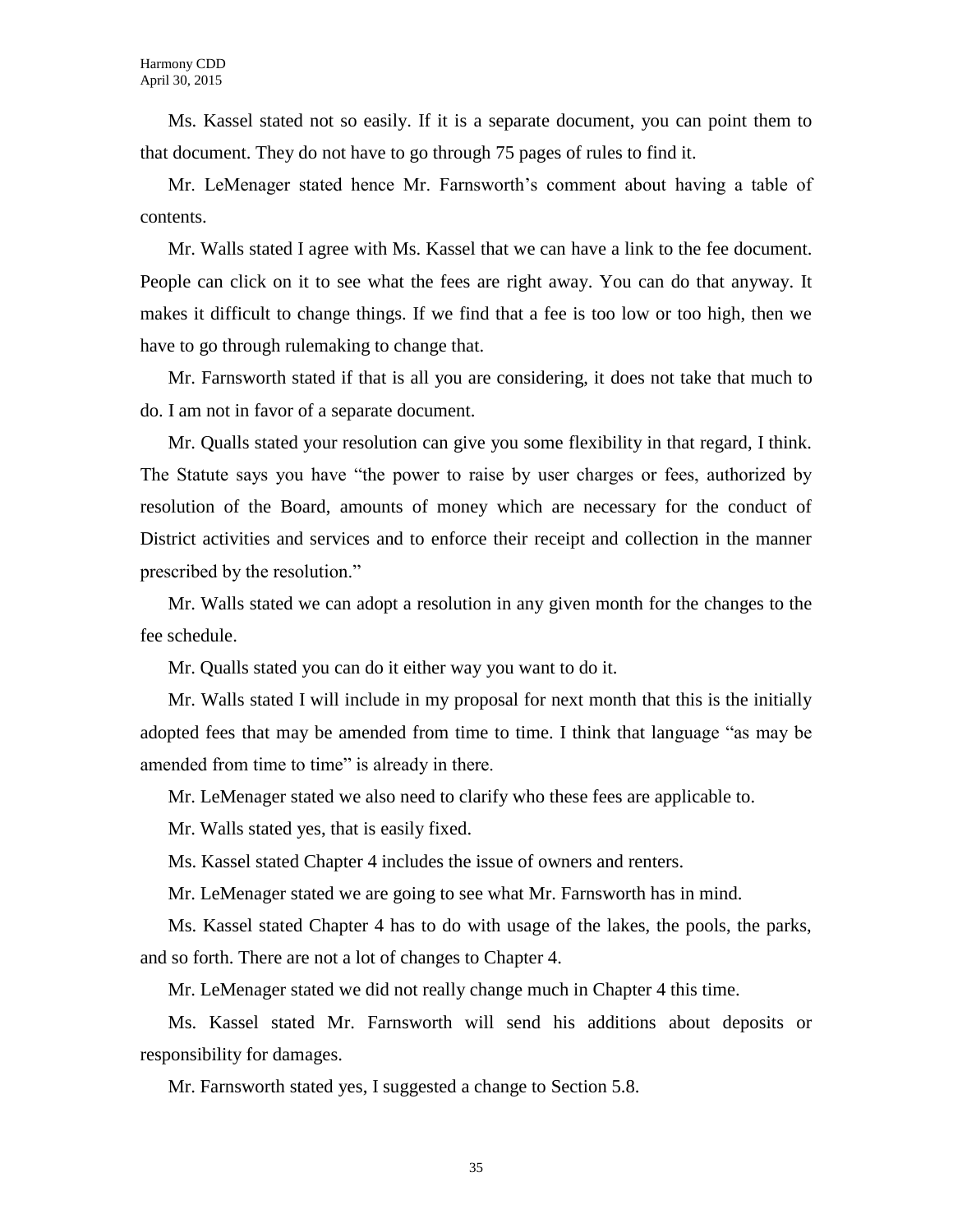Ms. Kassel stated not so easily. If it is a separate document, you can point them to that document. They do not have to go through 75 pages of rules to find it.

Mr. LeMenager stated hence Mr. Farnsworth's comment about having a table of contents.

Mr. Walls stated I agree with Ms. Kassel that we can have a link to the fee document. People can click on it to see what the fees are right away. You can do that anyway. It makes it difficult to change things. If we find that a fee is too low or too high, then we have to go through rulemaking to change that.

Mr. Farnsworth stated if that is all you are considering, it does not take that much to do. I am not in favor of a separate document.

Mr. Qualls stated your resolution can give you some flexibility in that regard, I think. The Statute says you have "the power to raise by user charges or fees, authorized by resolution of the Board, amounts of money which are necessary for the conduct of District activities and services and to enforce their receipt and collection in the manner prescribed by the resolution."

Mr. Walls stated we can adopt a resolution in any given month for the changes to the fee schedule.

Mr. Qualls stated you can do it either way you want to do it.

Mr. Walls stated I will include in my proposal for next month that this is the initially adopted fees that may be amended from time to time. I think that language "as may be amended from time to time" is already in there.

Mr. LeMenager stated we also need to clarify who these fees are applicable to.

Mr. Walls stated yes, that is easily fixed.

Ms. Kassel stated Chapter 4 includes the issue of owners and renters.

Mr. LeMenager stated we are going to see what Mr. Farnsworth has in mind.

Ms. Kassel stated Chapter 4 has to do with usage of the lakes, the pools, the parks, and so forth. There are not a lot of changes to Chapter 4.

Mr. LeMenager stated we did not really change much in Chapter 4 this time.

Ms. Kassel stated Mr. Farnsworth will send his additions about deposits or responsibility for damages.

Mr. Farnsworth stated yes, I suggested a change to Section 5.8.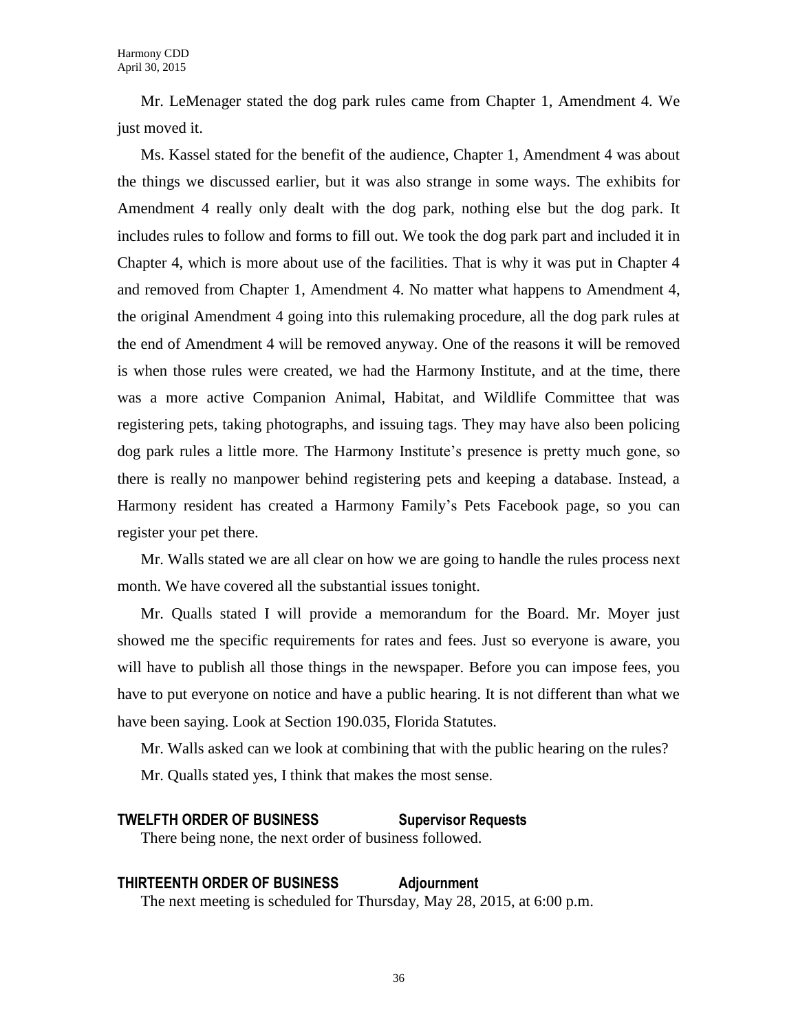Mr. LeMenager stated the dog park rules came from Chapter 1, Amendment 4. We just moved it.

Ms. Kassel stated for the benefit of the audience, Chapter 1, Amendment 4 was about the things we discussed earlier, but it was also strange in some ways. The exhibits for Amendment 4 really only dealt with the dog park, nothing else but the dog park. It includes rules to follow and forms to fill out. We took the dog park part and included it in Chapter 4, which is more about use of the facilities. That is why it was put in Chapter 4 and removed from Chapter 1, Amendment 4. No matter what happens to Amendment 4, the original Amendment 4 going into this rulemaking procedure, all the dog park rules at the end of Amendment 4 will be removed anyway. One of the reasons it will be removed is when those rules were created, we had the Harmony Institute, and at the time, there was a more active Companion Animal, Habitat, and Wildlife Committee that was registering pets, taking photographs, and issuing tags. They may have also been policing dog park rules a little more. The Harmony Institute's presence is pretty much gone, so there is really no manpower behind registering pets and keeping a database. Instead, a Harmony resident has created a Harmony Family's Pets Facebook page, so you can register your pet there.

Mr. Walls stated we are all clear on how we are going to handle the rules process next month. We have covered all the substantial issues tonight.

Mr. Qualls stated I will provide a memorandum for the Board. Mr. Moyer just showed me the specific requirements for rates and fees. Just so everyone is aware, you will have to publish all those things in the newspaper. Before you can impose fees, you have to put everyone on notice and have a public hearing. It is not different than what we have been saying. Look at Section 190.035, Florida Statutes.

Mr. Walls asked can we look at combining that with the public hearing on the rules?

Mr. Qualls stated yes, I think that makes the most sense.

**TWELFTH ORDER OF BUSINESS Supervisor Requests**

There being none, the next order of business followed.

**THIRTEENTH ORDER OF BUSINESS Adjournment**

The next meeting is scheduled for Thursday, May 28, 2015, at 6:00 p.m.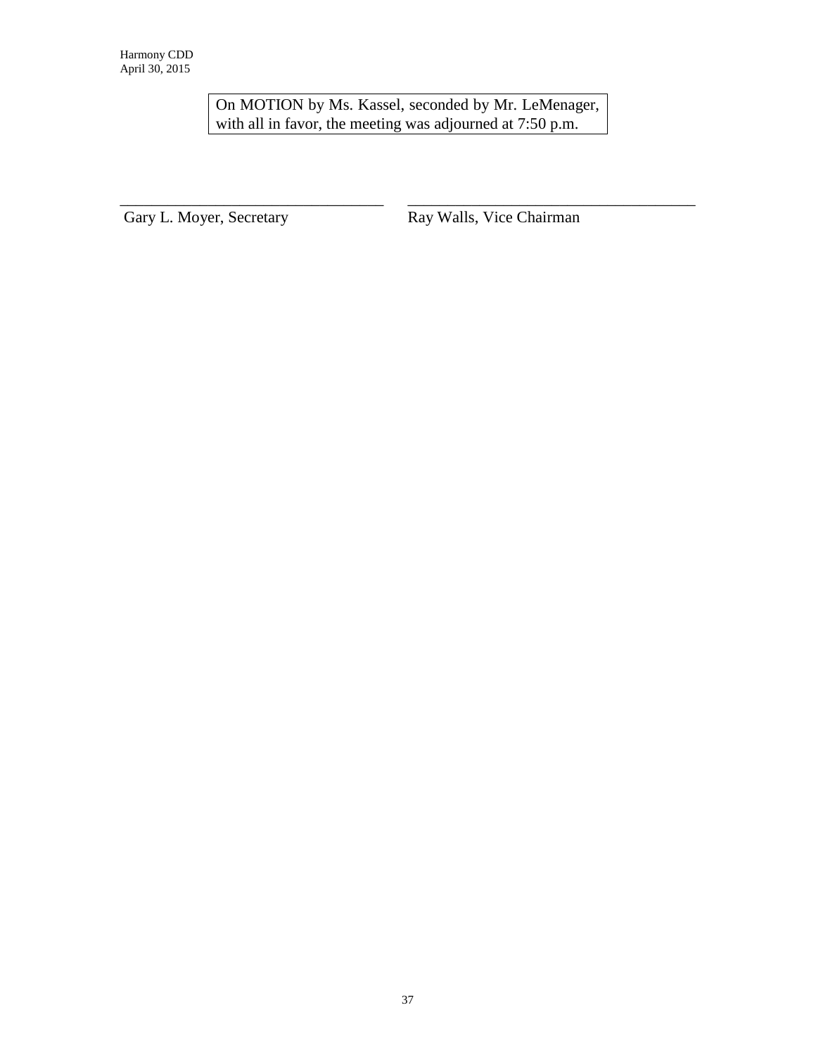On MOTION by Ms. Kassel, seconded by Mr. LeMenager, with all in favor, the meeting was adjourned at 7:50 p.m.

| | |
|---|---|
| ___________________________________ | ______________________________________ |
| Gary L. Moyer, Secretary | Ray Walls, Vice Chairman |